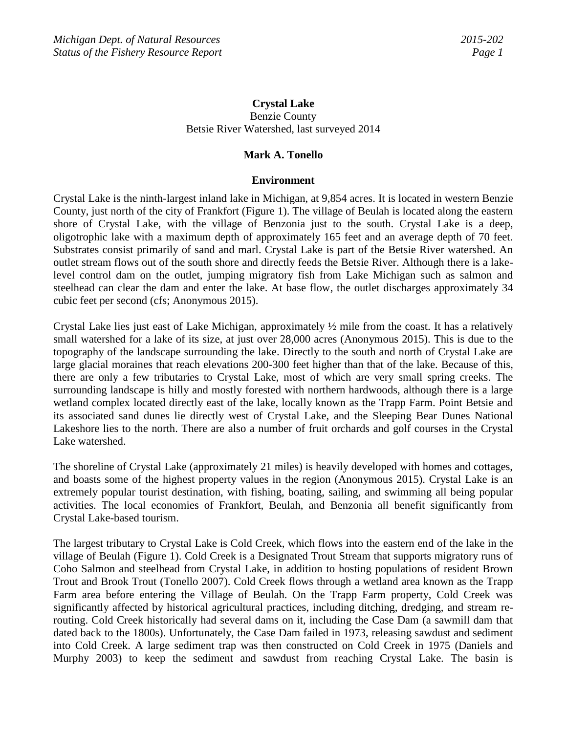# Crystal Lake

Benzie County
Betsie River Watershed, last surveyed 2014

**Mark A. Tonello**

## Environment

Crystal Lake is the ninth-largest inland lake in Michigan, at 9,854 acres. It is located in western Benzie County, just north of the city of Frankfort (Figure 1). The village of Beulah is located along the eastern shore of Crystal Lake, with the village of Benzonia just to the south. Crystal Lake is a deep, oligotrophic lake with a maximum depth of approximately 165 feet and an average depth of 70 feet. Substrates consist primarily of sand and marl. Crystal Lake is part of the Betsie River watershed. An outlet stream flows out of the south shore and directly feeds the Betsie River. Although there is a lake-level control dam on the outlet, jumping migratory fish from Lake Michigan such as salmon and steelhead can clear the dam and enter the lake. At base flow, the outlet discharges approximately 34 cubic feet per second (cfs; Anonymous 2015).

Crystal Lake lies just east of Lake Michigan, approximately ½ mile from the coast. It has a relatively small watershed for a lake of its size, at just over 28,000 acres (Anonymous 2015). This is due to the topography of the landscape surrounding the lake. Directly to the south and north of Crystal Lake are large glacial moraines that reach elevations 200-300 feet higher than that of the lake. Because of this, there are only a few tributaries to Crystal Lake, most of which are very small spring creeks. The surrounding landscape is hilly and mostly forested with northern hardwoods, although there is a large wetland complex located directly east of the lake, locally known as the Trapp Farm. Point Betsie and its associated sand dunes lie directly west of Crystal Lake, and the Sleeping Bear Dunes National Lakeshore lies to the north. There are also a number of fruit orchards and golf courses in the Crystal Lake watershed.

The shoreline of Crystal Lake (approximately 21 miles) is heavily developed with homes and cottages, and boasts some of the highest property values in the region (Anonymous 2015). Crystal Lake is an extremely popular tourist destination, with fishing, boating, sailing, and swimming all being popular activities. The local economies of Frankfort, Beulah, and Benzonia all benefit significantly from Crystal Lake-based tourism.

The largest tributary to Crystal Lake is Cold Creek, which flows into the eastern end of the lake in the village of Beulah (Figure 1). Cold Creek is a Designated Trout Stream that supports migratory runs of Coho Salmon and steelhead from Crystal Lake, in addition to hosting populations of resident Brown Trout and Brook Trout (Tonello 2007). Cold Creek flows through a wetland area known as the Trapp Farm area before entering the Village of Beulah. On the Trapp Farm property, Cold Creek was significantly affected by historical agricultural practices, including ditching, dredging, and stream re-routing. Cold Creek historically had several dams on it, including the Case Dam (a sawmill dam that dated back to the 1800s). Unfortunately, the Case Dam failed in 1973, releasing sawdust and sediment into Cold Creek. A large sediment trap was then constructed on Cold Creek in 1975 (Daniels and Murphy 2003) to keep the sediment and sawdust from reaching Crystal Lake. The basin is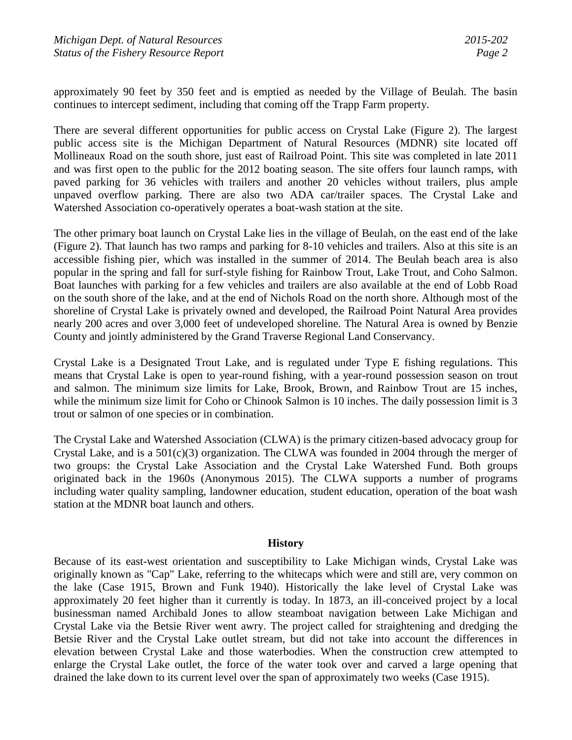approximately 90 feet by 350 feet and is emptied as needed by the Village of Beulah. The basin continues to intercept sediment, including that coming off the Trapp Farm property.

There are several different opportunities for public access on Crystal Lake (Figure 2). The largest public access site is the Michigan Department of Natural Resources (MDNR) site located off Mollineaux Road on the south shore, just east of Railroad Point. This site was completed in late 2011 and was first open to the public for the 2012 boating season. The site offers four launch ramps, with paved parking for 36 vehicles with trailers and another 20 vehicles without trailers, plus ample unpaved overflow parking. There are also two ADA car/trailer spaces. The Crystal Lake and Watershed Association co-operatively operates a boat-wash station at the site.

The other primary boat launch on Crystal Lake lies in the village of Beulah, on the east end of the lake (Figure 2). That launch has two ramps and parking for 8-10 vehicles and trailers. Also at this site is an accessible fishing pier, which was installed in the summer of 2014. The Beulah beach area is also popular in the spring and fall for surf-style fishing for Rainbow Trout, Lake Trout, and Coho Salmon. Boat launches with parking for a few vehicles and trailers are also available at the end of Lobb Road on the south shore of the lake, and at the end of Nichols Road on the north shore. Although most of the shoreline of Crystal Lake is privately owned and developed, the Railroad Point Natural Area provides nearly 200 acres and over 3,000 feet of undeveloped shoreline. The Natural Area is owned by Benzie County and jointly administered by the Grand Traverse Regional Land Conservancy.

Crystal Lake is a Designated Trout Lake, and is regulated under Type E fishing regulations. This means that Crystal Lake is open to year-round fishing, with a year-round possession season on trout and salmon. The minimum size limits for Lake, Brook, Brown, and Rainbow Trout are 15 inches, while the minimum size limit for Coho or Chinook Salmon is 10 inches. The daily possession limit is 3 trout or salmon of one species or in combination.

The Crystal Lake and Watershed Association (CLWA) is the primary citizen-based advocacy group for Crystal Lake, and is a 501(c)(3) organization. The CLWA was founded in 2004 through the merger of two groups: the Crystal Lake Association and the Crystal Lake Watershed Fund. Both groups originated back in the 1960s (Anonymous 2015). The CLWA supports a number of programs including water quality sampling, landowner education, student education, operation of the boat wash station at the MDNR boat launch and others.

## History

Because of its east-west orientation and susceptibility to Lake Michigan winds, Crystal Lake was originally known as "Cap" Lake, referring to the whitecaps which were and still are, very common on the lake (Case 1915, Brown and Funk 1940). Historically the lake level of Crystal Lake was approximately 20 feet higher than it currently is today. In 1873, an ill-conceived project by a local businessman named Archibald Jones to allow steamboat navigation between Lake Michigan and Crystal Lake via the Betsie River went awry. The project called for straightening and dredging the Betsie River and the Crystal Lake outlet stream, but did not take into account the differences in elevation between Crystal Lake and those waterbodies. When the construction crew attempted to enlarge the Crystal Lake outlet, the force of the water took over and carved a large opening that drained the lake down to its current level over the span of approximately two weeks (Case 1915).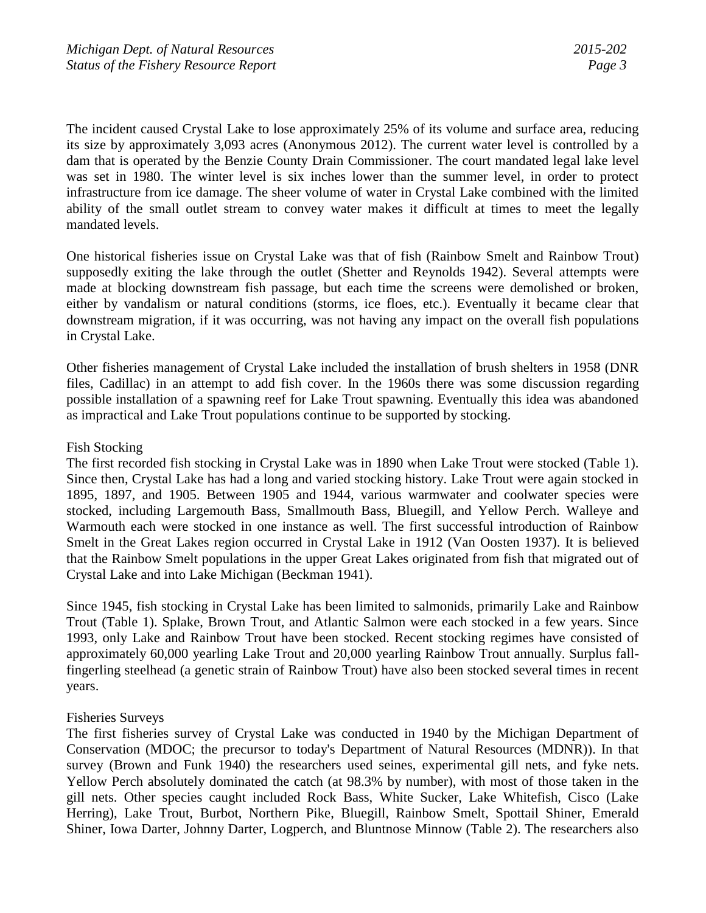The incident caused Crystal Lake to lose approximately 25% of its volume and surface area, reducing its size by approximately 3,093 acres (Anonymous 2012). The current water level is controlled by a dam that is operated by the Benzie County Drain Commissioner. The court mandated legal lake level was set in 1980. The winter level is six inches lower than the summer level, in order to protect infrastructure from ice damage. The sheer volume of water in Crystal Lake combined with the limited ability of the small outlet stream to convey water makes it difficult at times to meet the legally mandated levels.

One historical fisheries issue on Crystal Lake was that of fish (Rainbow Smelt and Rainbow Trout) supposedly exiting the lake through the outlet (Shetter and Reynolds 1942). Several attempts were made at blocking downstream fish passage, but each time the screens were demolished or broken, either by vandalism or natural conditions (storms, ice floes, etc.). Eventually it became clear that downstream migration, if it was occurring, was not having any impact on the overall fish populations in Crystal Lake.

Other fisheries management of Crystal Lake included the installation of brush shelters in 1958 (DNR files, Cadillac) in an attempt to add fish cover. In the 1960s there was some discussion regarding possible installation of a spawning reef for Lake Trout spawning. Eventually this idea was abandoned as impractical and Lake Trout populations continue to be supported by stocking.

### Fish Stocking

The first recorded fish stocking in Crystal Lake was in 1890 when Lake Trout were stocked (Table 1). Since then, Crystal Lake has had a long and varied stocking history. Lake Trout were again stocked in 1895, 1897, and 1905. Between 1905 and 1944, various warmwater and coolwater species were stocked, including Largemouth Bass, Smallmouth Bass, Bluegill, and Yellow Perch. Walleye and Warmouth each were stocked in one instance as well. The first successful introduction of Rainbow Smelt in the Great Lakes region occurred in Crystal Lake in 1912 (Van Oosten 1937). It is believed that the Rainbow Smelt populations in the upper Great Lakes originated from fish that migrated out of Crystal Lake and into Lake Michigan (Beckman 1941).

Since 1945, fish stocking in Crystal Lake has been limited to salmonids, primarily Lake and Rainbow Trout (Table 1). Splake, Brown Trout, and Atlantic Salmon were each stocked in a few years. Since 1993, only Lake and Rainbow Trout have been stocked. Recent stocking regimes have consisted of approximately 60,000 yearling Lake Trout and 20,000 yearling Rainbow Trout annually. Surplus fall-fingerling steelhead (a genetic strain of Rainbow Trout) have also been stocked several times in recent years.

### Fisheries Surveys

The first fisheries survey of Crystal Lake was conducted in 1940 by the Michigan Department of Conservation (MDOC; the precursor to today's Department of Natural Resources (MDNR)). In that survey (Brown and Funk 1940) the researchers used seines, experimental gill nets, and fyke nets. Yellow Perch absolutely dominated the catch (at 98.3% by number), with most of those taken in the gill nets. Other species caught included Rock Bass, White Sucker, Lake Whitefish, Cisco (Lake Herring), Lake Trout, Burbot, Northern Pike, Bluegill, Rainbow Smelt, Spottail Shiner, Emerald Shiner, Iowa Darter, Johnny Darter, Logperch, and Bluntnose Minnow (Table 2). The researchers also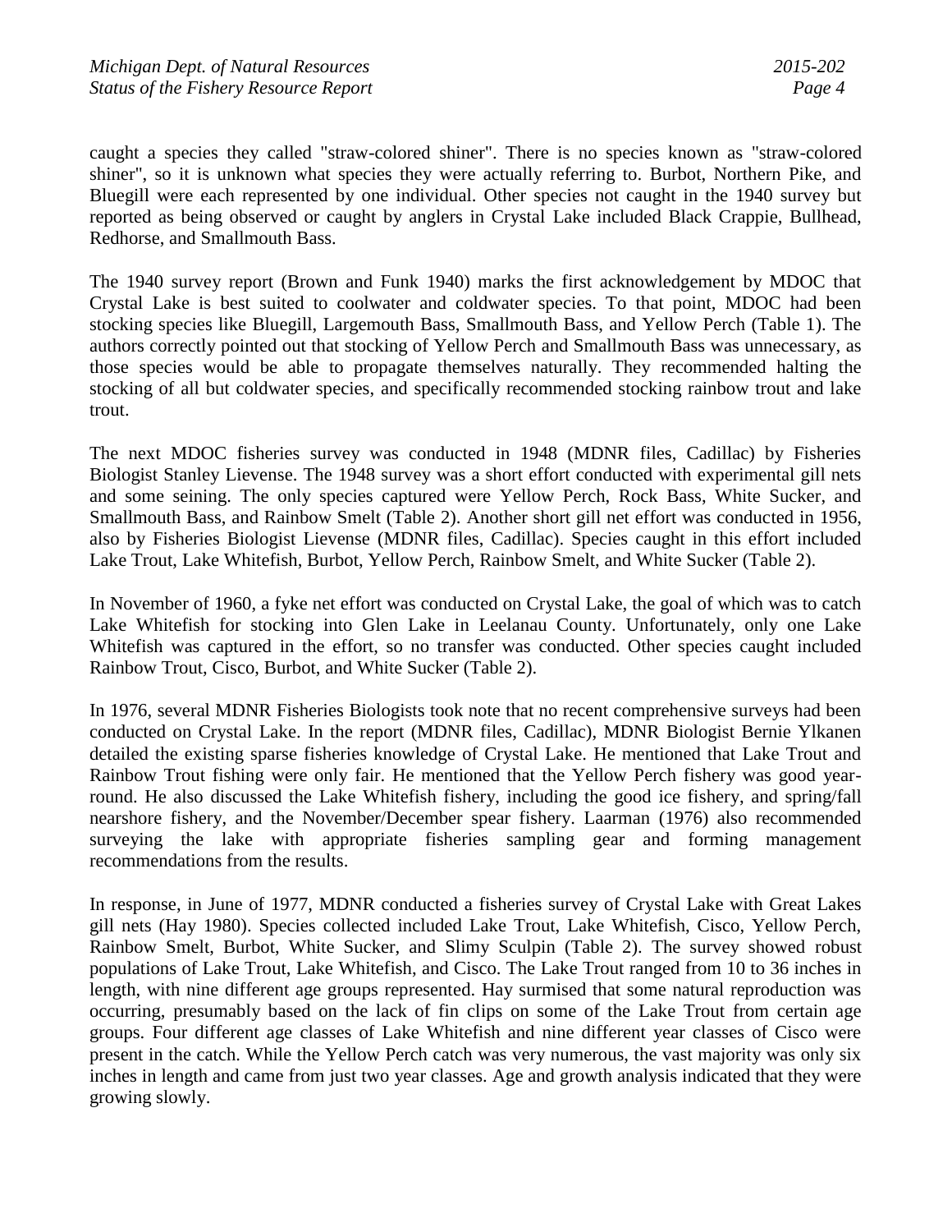caught a species they called "straw-colored shiner". There is no species known as "straw-colored shiner", so it is unknown what species they were actually referring to. Burbot, Northern Pike, and Bluegill were each represented by one individual. Other species not caught in the 1940 survey but reported as being observed or caught by anglers in Crystal Lake included Black Crappie, Bullhead, Redhorse, and Smallmouth Bass.

The 1940 survey report (Brown and Funk 1940) marks the first acknowledgement by MDOC that Crystal Lake is best suited to coolwater and coldwater species. To that point, MDOC had been stocking species like Bluegill, Largemouth Bass, Smallmouth Bass, and Yellow Perch (Table 1). The authors correctly pointed out that stocking of Yellow Perch and Smallmouth Bass was unnecessary, as those species would be able to propagate themselves naturally. They recommended halting the stocking of all but coldwater species, and specifically recommended stocking rainbow trout and lake trout.

The next MDOC fisheries survey was conducted in 1948 (MDNR files, Cadillac) by Fisheries Biologist Stanley Lievense. The 1948 survey was a short effort conducted with experimental gill nets and some seining. The only species captured were Yellow Perch, Rock Bass, White Sucker, and Smallmouth Bass, and Rainbow Smelt (Table 2). Another short gill net effort was conducted in 1956, also by Fisheries Biologist Lievense (MDNR files, Cadillac). Species caught in this effort included Lake Trout, Lake Whitefish, Burbot, Yellow Perch, Rainbow Smelt, and White Sucker (Table 2).

In November of 1960, a fyke net effort was conducted on Crystal Lake, the goal of which was to catch Lake Whitefish for stocking into Glen Lake in Leelanau County. Unfortunately, only one Lake Whitefish was captured in the effort, so no transfer was conducted. Other species caught included Rainbow Trout, Cisco, Burbot, and White Sucker (Table 2).

In 1976, several MDNR Fisheries Biologists took note that no recent comprehensive surveys had been conducted on Crystal Lake. In the report (MDNR files, Cadillac), MDNR Biologist Bernie Ylkanen detailed the existing sparse fisheries knowledge of Crystal Lake. He mentioned that Lake Trout and Rainbow Trout fishing were only fair. He mentioned that the Yellow Perch fishery was good year-round. He also discussed the Lake Whitefish fishery, including the good ice fishery, and spring/fall nearshore fishery, and the November/December spear fishery. Laarman (1976) also recommended surveying the lake with appropriate fisheries sampling gear and forming management recommendations from the results.

In response, in June of 1977, MDNR conducted a fisheries survey of Crystal Lake with Great Lakes gill nets (Hay 1980). Species collected included Lake Trout, Lake Whitefish, Cisco, Yellow Perch, Rainbow Smelt, Burbot, White Sucker, and Slimy Sculpin (Table 2). The survey showed robust populations of Lake Trout, Lake Whitefish, and Cisco. The Lake Trout ranged from 10 to 36 inches in length, with nine different age groups represented. Hay surmised that some natural reproduction was occurring, presumably based on the lack of fin clips on some of the Lake Trout from certain age groups. Four different age classes of Lake Whitefish and nine different year classes of Cisco were present in the catch. While the Yellow Perch catch was very numerous, the vast majority was only six inches in length and came from just two year classes. Age and growth analysis indicated that they were growing slowly.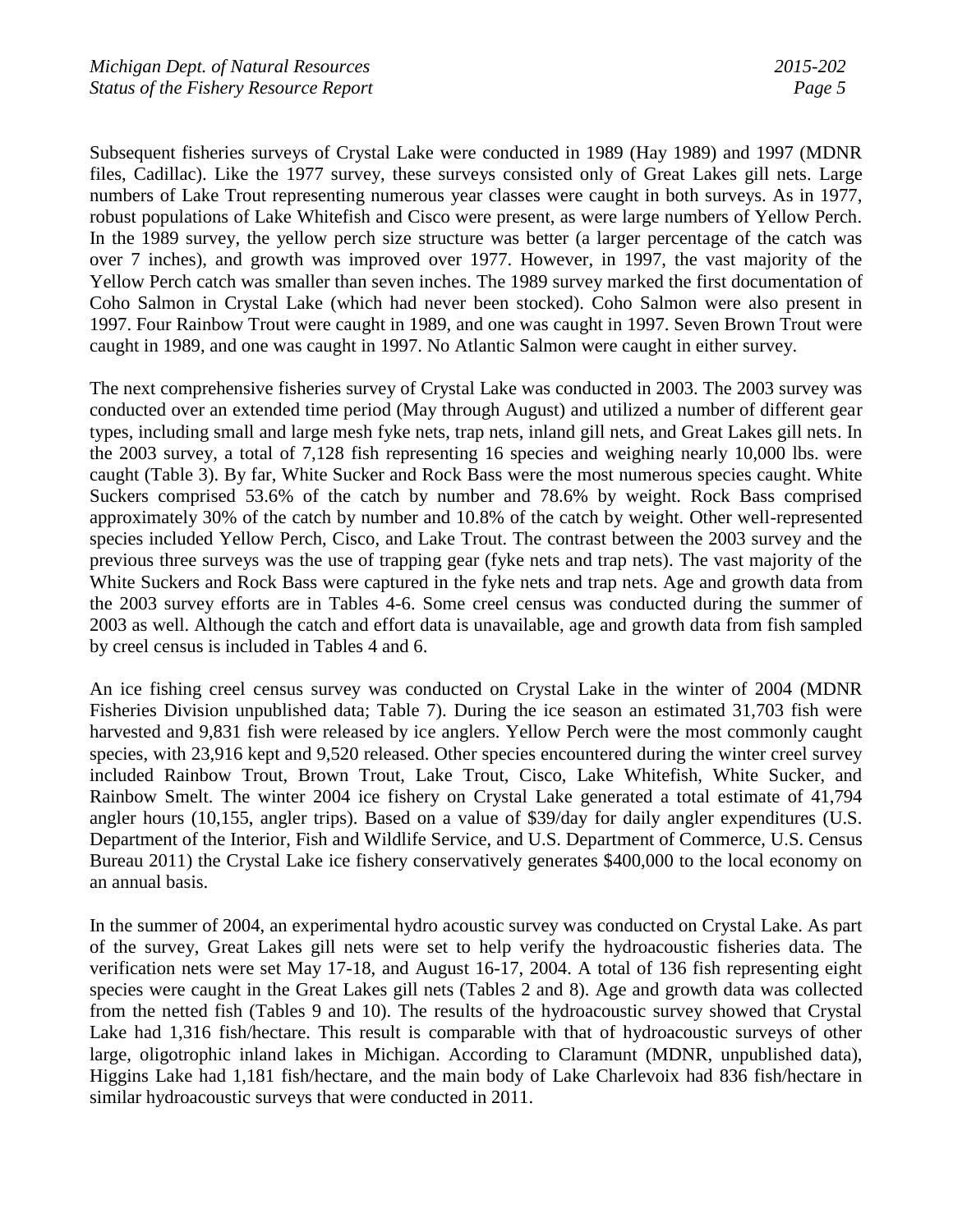Subsequent fisheries surveys of Crystal Lake were conducted in 1989 (Hay 1989) and 1997 (MDNR files, Cadillac). Like the 1977 survey, these surveys consisted only of Great Lakes gill nets. Large numbers of Lake Trout representing numerous year classes were caught in both surveys. As in 1977, robust populations of Lake Whitefish and Cisco were present, as were large numbers of Yellow Perch. In the 1989 survey, the yellow perch size structure was better (a larger percentage of the catch was over 7 inches), and growth was improved over 1977. However, in 1997, the vast majority of the Yellow Perch catch was smaller than seven inches. The 1989 survey marked the first documentation of Coho Salmon in Crystal Lake (which had never been stocked). Coho Salmon were also present in 1997. Four Rainbow Trout were caught in 1989, and one was caught in 1997. Seven Brown Trout were caught in 1989, and one was caught in 1997. No Atlantic Salmon were caught in either survey.

The next comprehensive fisheries survey of Crystal Lake was conducted in 2003. The 2003 survey was conducted over an extended time period (May through August) and utilized a number of different gear types, including small and large mesh fyke nets, trap nets, inland gill nets, and Great Lakes gill nets. In the 2003 survey, a total of 7,128 fish representing 16 species and weighing nearly 10,000 lbs. were caught (Table 3). By far, White Sucker and Rock Bass were the most numerous species caught. White Suckers comprised 53.6% of the catch by number and 78.6% by weight. Rock Bass comprised approximately 30% of the catch by number and 10.8% of the catch by weight. Other well-represented species included Yellow Perch, Cisco, and Lake Trout. The contrast between the 2003 survey and the previous three surveys was the use of trapping gear (fyke nets and trap nets). The vast majority of the White Suckers and Rock Bass were captured in the fyke nets and trap nets. Age and growth data from the 2003 survey efforts are in Tables 4-6. Some creel census was conducted during the summer of 2003 as well. Although the catch and effort data is unavailable, age and growth data from fish sampled by creel census is included in Tables 4 and 6.

An ice fishing creel census survey was conducted on Crystal Lake in the winter of 2004 (MDNR Fisheries Division unpublished data; Table 7). During the ice season an estimated 31,703 fish were harvested and 9,831 fish were released by ice anglers. Yellow Perch were the most commonly caught species, with 23,916 kept and 9,520 released. Other species encountered during the winter creel survey included Rainbow Trout, Brown Trout, Lake Trout, Cisco, Lake Whitefish, White Sucker, and Rainbow Smelt. The winter 2004 ice fishery on Crystal Lake generated a total estimate of 41,794 angler hours (10,155, angler trips). Based on a value of $39/day for daily angler expenditures (U.S. Department of the Interior, Fish and Wildlife Service, and U.S. Department of Commerce, U.S. Census Bureau 2011) the Crystal Lake ice fishery conservatively generates $400,000 to the local economy on an annual basis.

In the summer of 2004, an experimental hydro acoustic survey was conducted on Crystal Lake. As part of the survey, Great Lakes gill nets were set to help verify the hydroacoustic fisheries data. The verification nets were set May 17-18, and August 16-17, 2004. A total of 136 fish representing eight species were caught in the Great Lakes gill nets (Tables 2 and 8). Age and growth data was collected from the netted fish (Tables 9 and 10). The results of the hydroacoustic survey showed that Crystal Lake had 1,316 fish/hectare. This result is comparable with that of hydroacoustic surveys of other large, oligotrophic inland lakes in Michigan. According to Claramunt (MDNR, unpublished data), Higgins Lake had 1,181 fish/hectare, and the main body of Lake Charlevoix had 836 fish/hectare in similar hydroacoustic surveys that were conducted in 2011.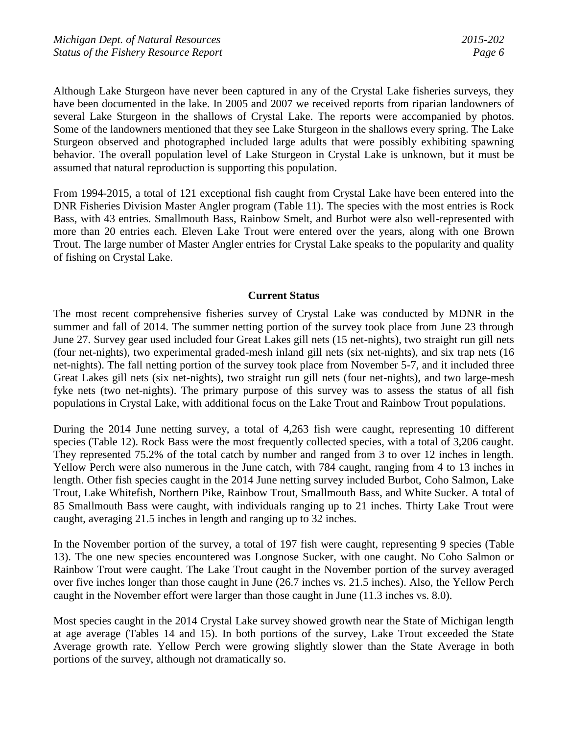Although Lake Sturgeon have never been captured in any of the Crystal Lake fisheries surveys, they have been documented in the lake. In 2005 and 2007 we received reports from riparian landowners of several Lake Sturgeon in the shallows of Crystal Lake. The reports were accompanied by photos. Some of the landowners mentioned that they see Lake Sturgeon in the shallows every spring. The Lake Sturgeon observed and photographed included large adults that were possibly exhibiting spawning behavior. The overall population level of Lake Sturgeon in Crystal Lake is unknown, but it must be assumed that natural reproduction is supporting this population.

From 1994-2015, a total of 121 exceptional fish caught from Crystal Lake have been entered into the DNR Fisheries Division Master Angler program (Table 11). The species with the most entries is Rock Bass, with 43 entries. Smallmouth Bass, Rainbow Smelt, and Burbot were also well-represented with more than 20 entries each. Eleven Lake Trout were entered over the years, along with one Brown Trout. The large number of Master Angler entries for Crystal Lake speaks to the popularity and quality of fishing on Crystal Lake.

## Current Status

The most recent comprehensive fisheries survey of Crystal Lake was conducted by MDNR in the summer and fall of 2014. The summer netting portion of the survey took place from June 23 through June 27. Survey gear used included four Great Lakes gill nets (15 net-nights), two straight run gill nets (four net-nights), two experimental graded-mesh inland gill nets (six net-nights), and six trap nets (16 net-nights). The fall netting portion of the survey took place from November 5-7, and it included three Great Lakes gill nets (six net-nights), two straight run gill nets (four net-nights), and two large-mesh fyke nets (two net-nights). The primary purpose of this survey was to assess the status of all fish populations in Crystal Lake, with additional focus on the Lake Trout and Rainbow Trout populations.

During the 2014 June netting survey, a total of 4,263 fish were caught, representing 10 different species (Table 12). Rock Bass were the most frequently collected species, with a total of 3,206 caught. They represented 75.2% of the total catch by number and ranged from 3 to over 12 inches in length. Yellow Perch were also numerous in the June catch, with 784 caught, ranging from 4 to 13 inches in length. Other fish species caught in the 2014 June netting survey included Burbot, Coho Salmon, Lake Trout, Lake Whitefish, Northern Pike, Rainbow Trout, Smallmouth Bass, and White Sucker. A total of 85 Smallmouth Bass were caught, with individuals ranging up to 21 inches. Thirty Lake Trout were caught, averaging 21.5 inches in length and ranging up to 32 inches.

In the November portion of the survey, a total of 197 fish were caught, representing 9 species (Table 13). The one new species encountered was Longnose Sucker, with one caught. No Coho Salmon or Rainbow Trout were caught. The Lake Trout caught in the November portion of the survey averaged over five inches longer than those caught in June (26.7 inches vs. 21.5 inches). Also, the Yellow Perch caught in the November effort were larger than those caught in June (11.3 inches vs. 8.0).

Most species caught in the 2014 Crystal Lake survey showed growth near the State of Michigan length at age average (Tables 14 and 15). In both portions of the survey, Lake Trout exceeded the State Average growth rate. Yellow Perch were growing slightly slower than the State Average in both portions of the survey, although not dramatically so.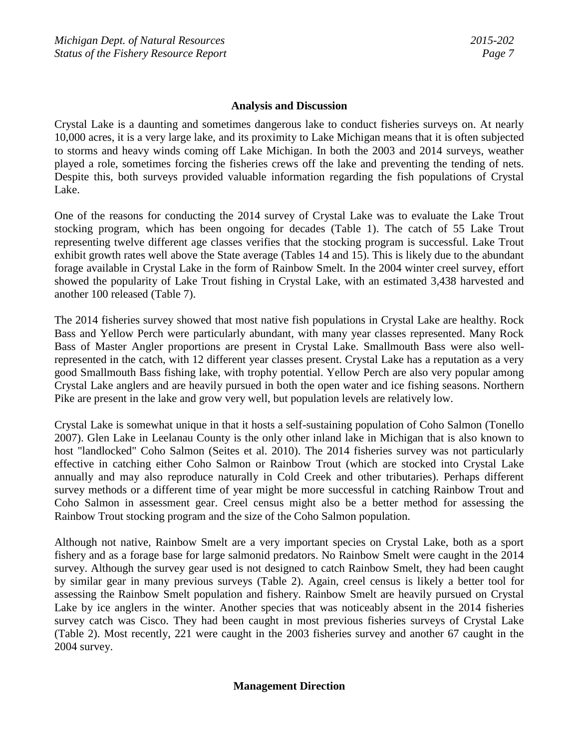## Analysis and Discussion

Crystal Lake is a daunting and sometimes dangerous lake to conduct fisheries surveys on. At nearly 10,000 acres, it is a very large lake, and its proximity to Lake Michigan means that it is often subjected to storms and heavy winds coming off Lake Michigan. In both the 2003 and 2014 surveys, weather played a role, sometimes forcing the fisheries crews off the lake and preventing the tending of nets. Despite this, both surveys provided valuable information regarding the fish populations of Crystal Lake.

One of the reasons for conducting the 2014 survey of Crystal Lake was to evaluate the Lake Trout stocking program, which has been ongoing for decades (Table 1). The catch of 55 Lake Trout representing twelve different age classes verifies that the stocking program is successful. Lake Trout exhibit growth rates well above the State average (Tables 14 and 15). This is likely due to the abundant forage available in Crystal Lake in the form of Rainbow Smelt. In the 2004 winter creel survey, effort showed the popularity of Lake Trout fishing in Crystal Lake, with an estimated 3,438 harvested and another 100 released (Table 7).

The 2014 fisheries survey showed that most native fish populations in Crystal Lake are healthy. Rock Bass and Yellow Perch were particularly abundant, with many year classes represented. Many Rock Bass of Master Angler proportions are present in Crystal Lake. Smallmouth Bass were also well-represented in the catch, with 12 different year classes present. Crystal Lake has a reputation as a very good Smallmouth Bass fishing lake, with trophy potential. Yellow Perch are also very popular among Crystal Lake anglers and are heavily pursued in both the open water and ice fishing seasons. Northern Pike are present in the lake and grow very well, but population levels are relatively low.

Crystal Lake is somewhat unique in that it hosts a self-sustaining population of Coho Salmon (Tonello 2007). Glen Lake in Leelanau County is the only other inland lake in Michigan that is also known to host "landlocked" Coho Salmon (Seites et al. 2010). The 2014 fisheries survey was not particularly effective in catching either Coho Salmon or Rainbow Trout (which are stocked into Crystal Lake annually and may also reproduce naturally in Cold Creek and other tributaries). Perhaps different survey methods or a different time of year might be more successful in catching Rainbow Trout and Coho Salmon in assessment gear. Creel census might also be a better method for assessing the Rainbow Trout stocking program and the size of the Coho Salmon population.

Although not native, Rainbow Smelt are a very important species on Crystal Lake, both as a sport fishery and as a forage base for large salmonid predators. No Rainbow Smelt were caught in the 2014 survey. Although the survey gear used is not designed to catch Rainbow Smelt, they had been caught by similar gear in many previous surveys (Table 2). Again, creel census is likely a better tool for assessing the Rainbow Smelt population and fishery. Rainbow Smelt are heavily pursued on Crystal Lake by ice anglers in the winter. Another species that was noticeably absent in the 2014 fisheries survey catch was Cisco. They had been caught in most previous fisheries surveys of Crystal Lake (Table 2). Most recently, 221 were caught in the 2003 fisheries survey and another 67 caught in the 2004 survey.

## Management Direction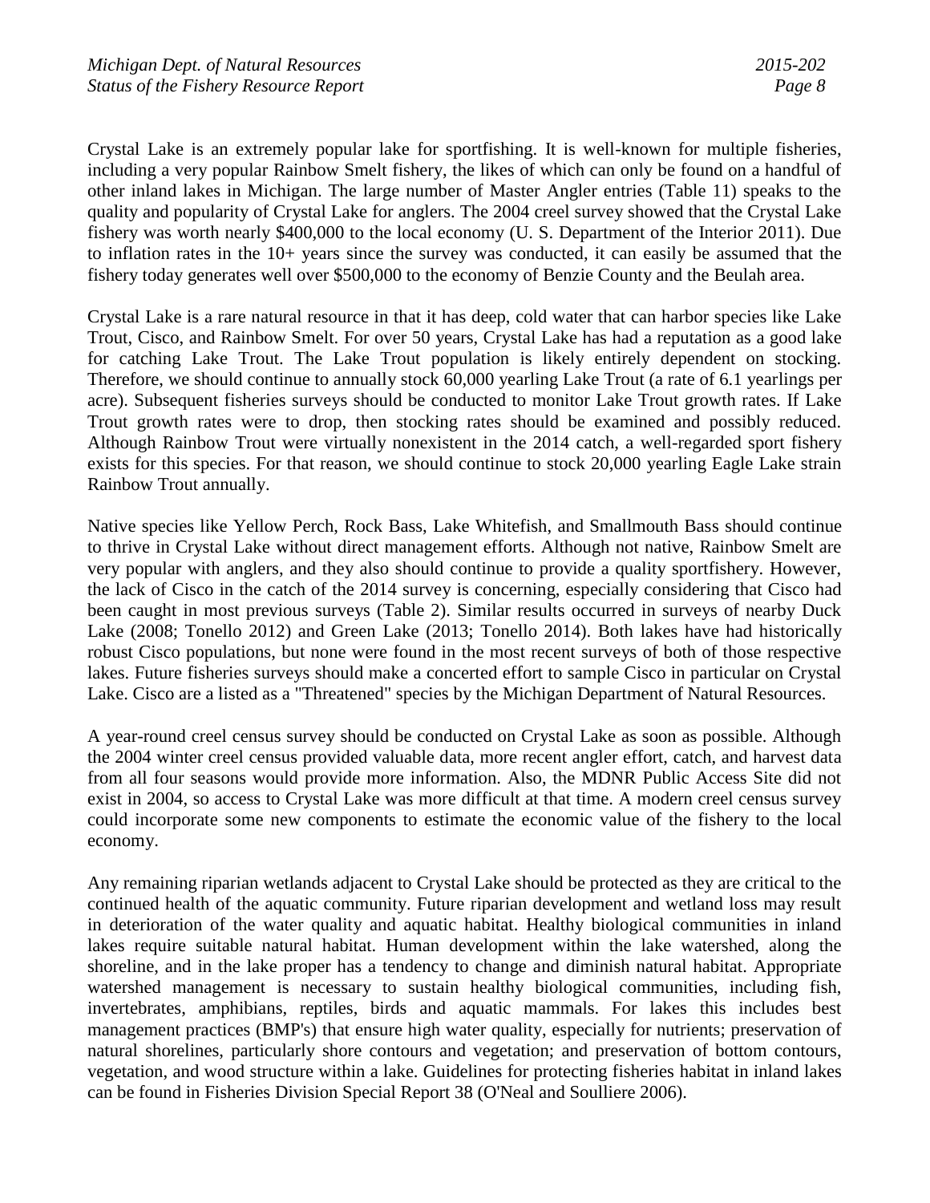Crystal Lake is an extremely popular lake for sportfishing. It is well-known for multiple fisheries, including a very popular Rainbow Smelt fishery, the likes of which can only be found on a handful of other inland lakes in Michigan. The large number of Master Angler entries (Table 11) speaks to the quality and popularity of Crystal Lake for anglers. The 2004 creel survey showed that the Crystal Lake fishery was worth nearly \$400,000 to the local economy (U. S. Department of the Interior 2011). Due to inflation rates in the 10+ years since the survey was conducted, it can easily be assumed that the fishery today generates well over \$500,000 to the economy of Benzie County and the Beulah area.

Crystal Lake is a rare natural resource in that it has deep, cold water that can harbor species like Lake Trout, Cisco, and Rainbow Smelt. For over 50 years, Crystal Lake has had a reputation as a good lake for catching Lake Trout. The Lake Trout population is likely entirely dependent on stocking. Therefore, we should continue to annually stock 60,000 yearling Lake Trout (a rate of 6.1 yearlings per acre). Subsequent fisheries surveys should be conducted to monitor Lake Trout growth rates. If Lake Trout growth rates were to drop, then stocking rates should be examined and possibly reduced. Although Rainbow Trout were virtually nonexistent in the 2014 catch, a well-regarded sport fishery exists for this species. For that reason, we should continue to stock 20,000 yearling Eagle Lake strain Rainbow Trout annually.

Native species like Yellow Perch, Rock Bass, Lake Whitefish, and Smallmouth Bass should continue to thrive in Crystal Lake without direct management efforts. Although not native, Rainbow Smelt are very popular with anglers, and they also should continue to provide a quality sportfishery. However, the lack of Cisco in the catch of the 2014 survey is concerning, especially considering that Cisco had been caught in most previous surveys (Table 2). Similar results occurred in surveys of nearby Duck Lake (2008; Tonello 2012) and Green Lake (2013; Tonello 2014). Both lakes have had historically robust Cisco populations, but none were found in the most recent surveys of both of those respective lakes. Future fisheries surveys should make a concerted effort to sample Cisco in particular on Crystal Lake. Cisco are a listed as a "Threatened" species by the Michigan Department of Natural Resources.

A year-round creel census survey should be conducted on Crystal Lake as soon as possible. Although the 2004 winter creel census provided valuable data, more recent angler effort, catch, and harvest data from all four seasons would provide more information. Also, the MDNR Public Access Site did not exist in 2004, so access to Crystal Lake was more difficult at that time. A modern creel census survey could incorporate some new components to estimate the economic value of the fishery to the local economy.

Any remaining riparian wetlands adjacent to Crystal Lake should be protected as they are critical to the continued health of the aquatic community. Future riparian development and wetland loss may result in deterioration of the water quality and aquatic habitat. Healthy biological communities in inland lakes require suitable natural habitat. Human development within the lake watershed, along the shoreline, and in the lake proper has a tendency to change and diminish natural habitat. Appropriate watershed management is necessary to sustain healthy biological communities, including fish, invertebrates, amphibians, reptiles, birds and aquatic mammals. For lakes this includes best management practices (BMP's) that ensure high water quality, especially for nutrients; preservation of natural shorelines, particularly shore contours and vegetation; and preservation of bottom contours, vegetation, and wood structure within a lake. Guidelines for protecting fisheries habitat in inland lakes can be found in Fisheries Division Special Report 38 (O'Neal and Soulliere 2006).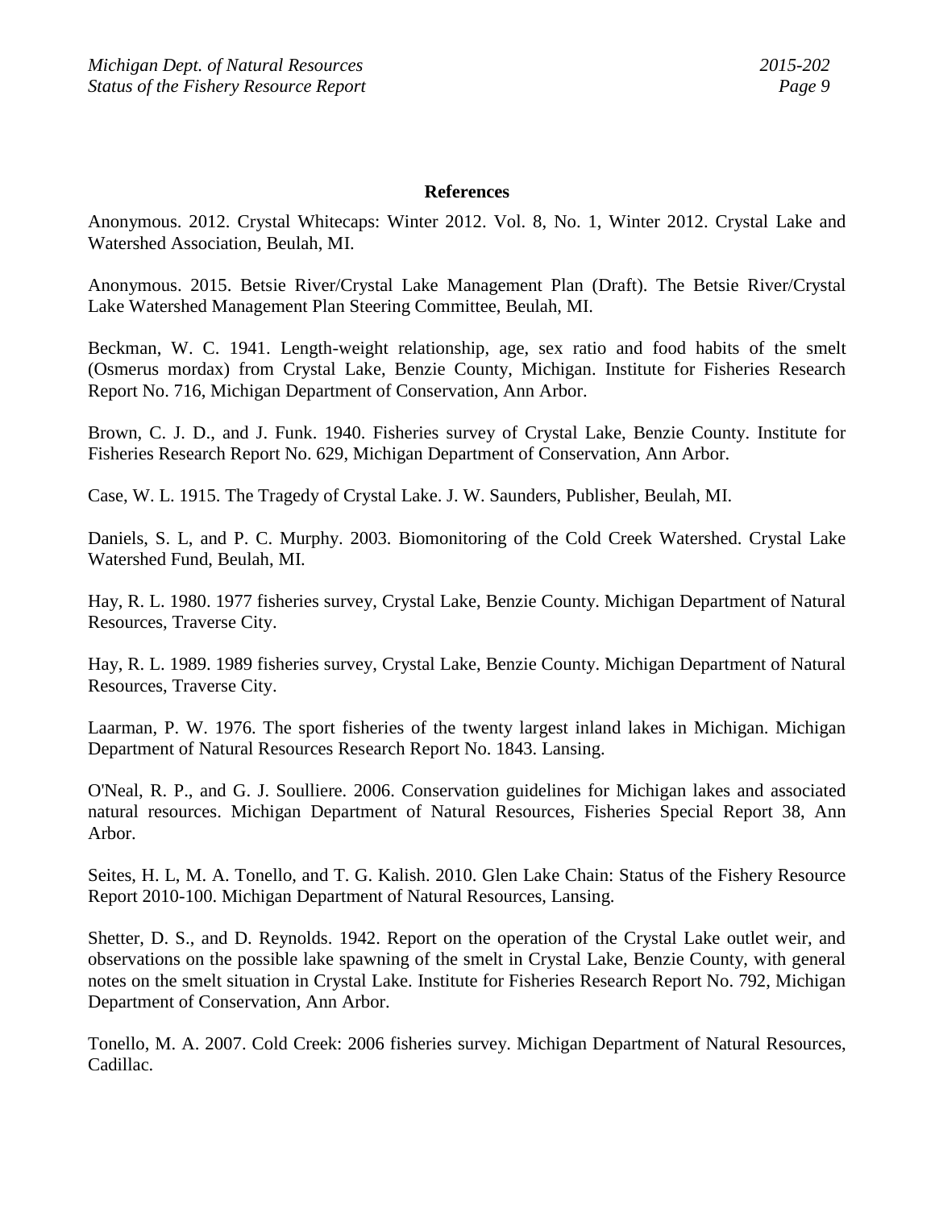## References

Anonymous. 2012. Crystal Whitecaps: Winter 2012. Vol. 8, No. 1, Winter 2012. Crystal Lake and Watershed Association, Beulah, MI.

Anonymous. 2015. Betsie River/Crystal Lake Management Plan (Draft). The Betsie River/Crystal Lake Watershed Management Plan Steering Committee, Beulah, MI.

Beckman, W. C. 1941. Length-weight relationship, age, sex ratio and food habits of the smelt (Osmerus mordax) from Crystal Lake, Benzie County, Michigan. Institute for Fisheries Research Report No. 716, Michigan Department of Conservation, Ann Arbor.

Brown, C. J. D., and J. Funk. 1940. Fisheries survey of Crystal Lake, Benzie County. Institute for Fisheries Research Report No. 629, Michigan Department of Conservation, Ann Arbor.

Case, W. L. 1915. The Tragedy of Crystal Lake. J. W. Saunders, Publisher, Beulah, MI.

Daniels, S. L, and P. C. Murphy. 2003. Biomonitoring of the Cold Creek Watershed. Crystal Lake Watershed Fund, Beulah, MI.

Hay, R. L. 1980. 1977 fisheries survey, Crystal Lake, Benzie County. Michigan Department of Natural Resources, Traverse City.

Hay, R. L. 1989. 1989 fisheries survey, Crystal Lake, Benzie County. Michigan Department of Natural Resources, Traverse City.

Laarman, P. W. 1976. The sport fisheries of the twenty largest inland lakes in Michigan. Michigan Department of Natural Resources Research Report No. 1843. Lansing.

O'Neal, R. P., and G. J. Soulliere. 2006. Conservation guidelines for Michigan lakes and associated natural resources. Michigan Department of Natural Resources, Fisheries Special Report 38, Ann Arbor.

Seites, H. L, M. A. Tonello, and T. G. Kalish. 2010. Glen Lake Chain: Status of the Fishery Resource Report 2010-100. Michigan Department of Natural Resources, Lansing.

Shetter, D. S., and D. Reynolds. 1942. Report on the operation of the Crystal Lake outlet weir, and observations on the possible lake spawning of the smelt in Crystal Lake, Benzie County, with general notes on the smelt situation in Crystal Lake. Institute for Fisheries Research Report No. 792, Michigan Department of Conservation, Ann Arbor.

Tonello, M. A. 2007. Cold Creek: 2006 fisheries survey. Michigan Department of Natural Resources, Cadillac.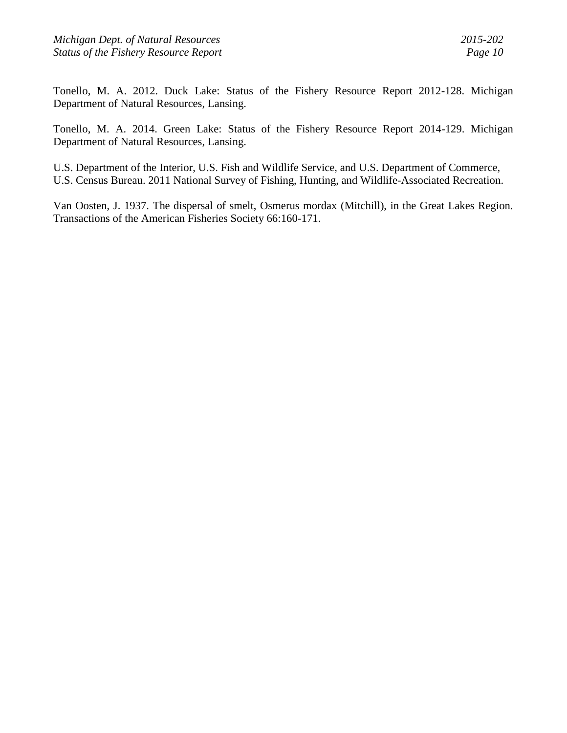Tonello, M. A. 2012. Duck Lake: Status of the Fishery Resource Report 2012-128. Michigan Department of Natural Resources, Lansing.

Tonello, M. A. 2014. Green Lake: Status of the Fishery Resource Report 2014-129. Michigan Department of Natural Resources, Lansing.

U.S. Department of the Interior, U.S. Fish and Wildlife Service, and U.S. Department of Commerce, U.S. Census Bureau. 2011 National Survey of Fishing, Hunting, and Wildlife-Associated Recreation.

Van Oosten, J. 1937. The dispersal of smelt, Osmerus mordax (Mitchill), in the Great Lakes Region. Transactions of the American Fisheries Society 66:160-171.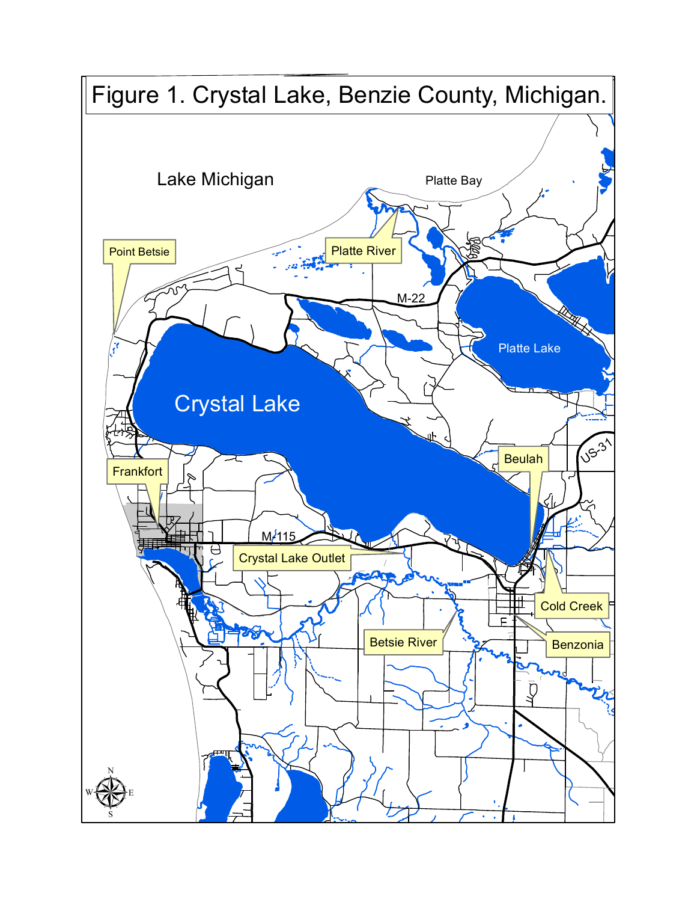Figure 1. Crystal Lake, Benzie County, Michigan.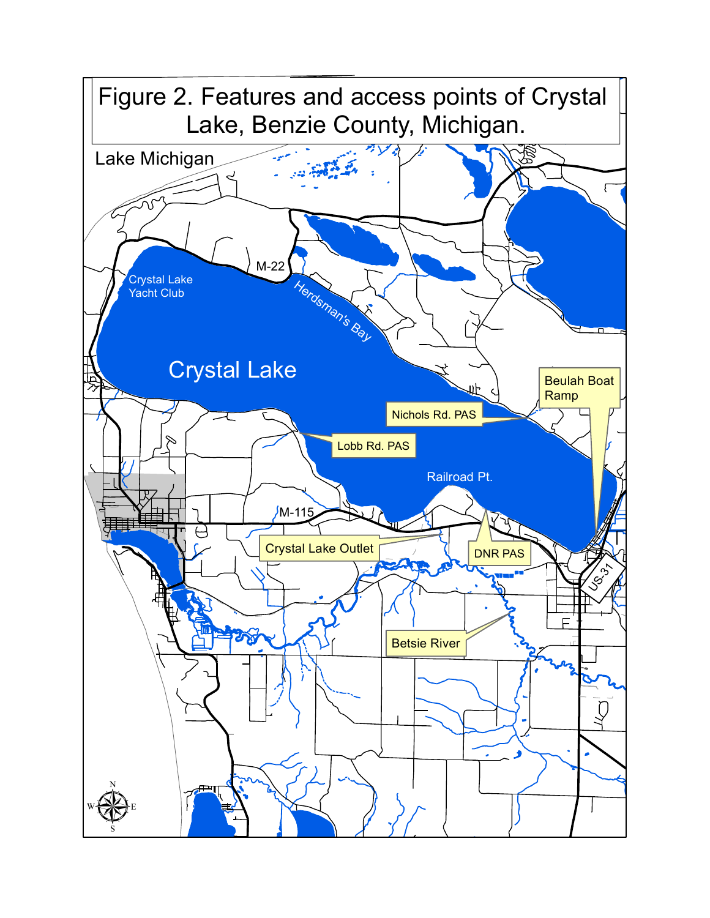Figure 2. Features and access points of Crystal Lake, Benzie County, Michigan.

Lake Michigan

M-22

Crystal Lake Yacht Club

Herdsman's Bay

Crystal Lake

Beulah Boat Ramp

Nichols Rd. PAS

Lobb Rd. PAS

Railroad Pt.

M-115

Crystal Lake Outlet

DNR PAS

US-31

Betsie River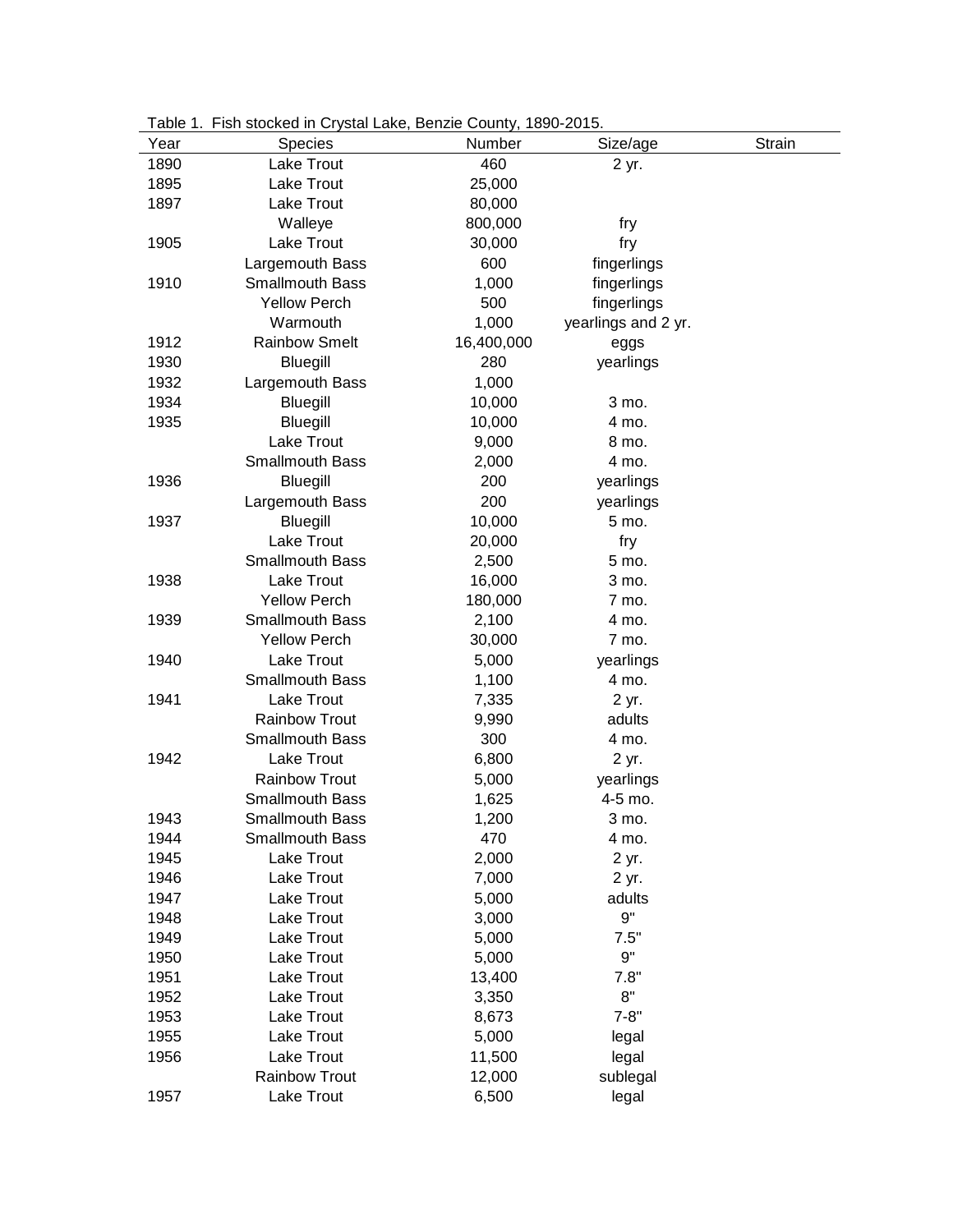Table 1. Fish stocked in Crystal Lake, Benzie County, 1890-2015.

| Year | Species | Number | Size/age | Strain |
|---|---|---|---|---|
| 1890 | Lake Trout | 460 | 2 yr. | |
| 1895 | Lake Trout | 25,000 | | |
| 1897 | Lake Trout | 80,000 | | |
| | Walleye | 800,000 | fry | |
| 1905 | Lake Trout | 30,000 | fry | |
| | Largemouth Bass | 600 | fingerlings | |
| 1910 | Smallmouth Bass | 1,000 | fingerlings | |
| | Yellow Perch | 500 | fingerlings | |
| | Warmouth | 1,000 | yearlings and 2 yr. | |
| 1912 | Rainbow Smelt | 16,400,000 | eggs | |
| 1930 | Bluegill | 280 | yearlings | |
| 1932 | Largemouth Bass | 1,000 | | |
| 1934 | Bluegill | 10,000 | 3 mo. | |
| 1935 | Bluegill | 10,000 | 4 mo. | |
| | Lake Trout | 9,000 | 8 mo. | |
| | Smallmouth Bass | 2,000 | 4 mo. | |
| 1936 | Bluegill | 200 | yearlings | |
| | Largemouth Bass | 200 | yearlings | |
| 1937 | Bluegill | 10,000 | 5 mo. | |
| | Lake Trout | 20,000 | fry | |
| | Smallmouth Bass | 2,500 | 5 mo. | |
| 1938 | Lake Trout | 16,000 | 3 mo. | |
| | Yellow Perch | 180,000 | 7 mo. | |
| 1939 | Smallmouth Bass | 2,100 | 4 mo. | |
| | Yellow Perch | 30,000 | 7 mo. | |
| 1940 | Lake Trout | 5,000 | yearlings | |
| | Smallmouth Bass | 1,100 | 4 mo. | |
| 1941 | Lake Trout | 7,335 | 2 yr. | |
| | Rainbow Trout | 9,990 | adults | |
| | Smallmouth Bass | 300 | 4 mo. | |
| 1942 | Lake Trout | 6,800 | 2 yr. | |
| | Rainbow Trout | 5,000 | yearlings | |
| | Smallmouth Bass | 1,625 | 4-5 mo. | |
| 1943 | Smallmouth Bass | 1,200 | 3 mo. | |
| 1944 | Smallmouth Bass | 470 | 4 mo. | |
| 1945 | Lake Trout | 2,000 | 2 yr. | |
| 1946 | Lake Trout | 7,000 | 2 yr. | |
| 1947 | Lake Trout | 5,000 | adults | |
| 1948 | Lake Trout | 3,000 | 9" | |
| 1949 | Lake Trout | 5,000 | 7.5" | |
| 1950 | Lake Trout | 5,000 | 9" | |
| 1951 | Lake Trout | 13,400 | 7.8" | |
| 1952 | Lake Trout | 3,350 | 8" | |
| 1953 | Lake Trout | 8,673 | 7-8" | |
| 1955 | Lake Trout | 5,000 | legal | |
| 1956 | Lake Trout | 11,500 | legal | |
| | Rainbow Trout | 12,000 | sublegal | |
| 1957 | Lake Trout | 6,500 | legal | |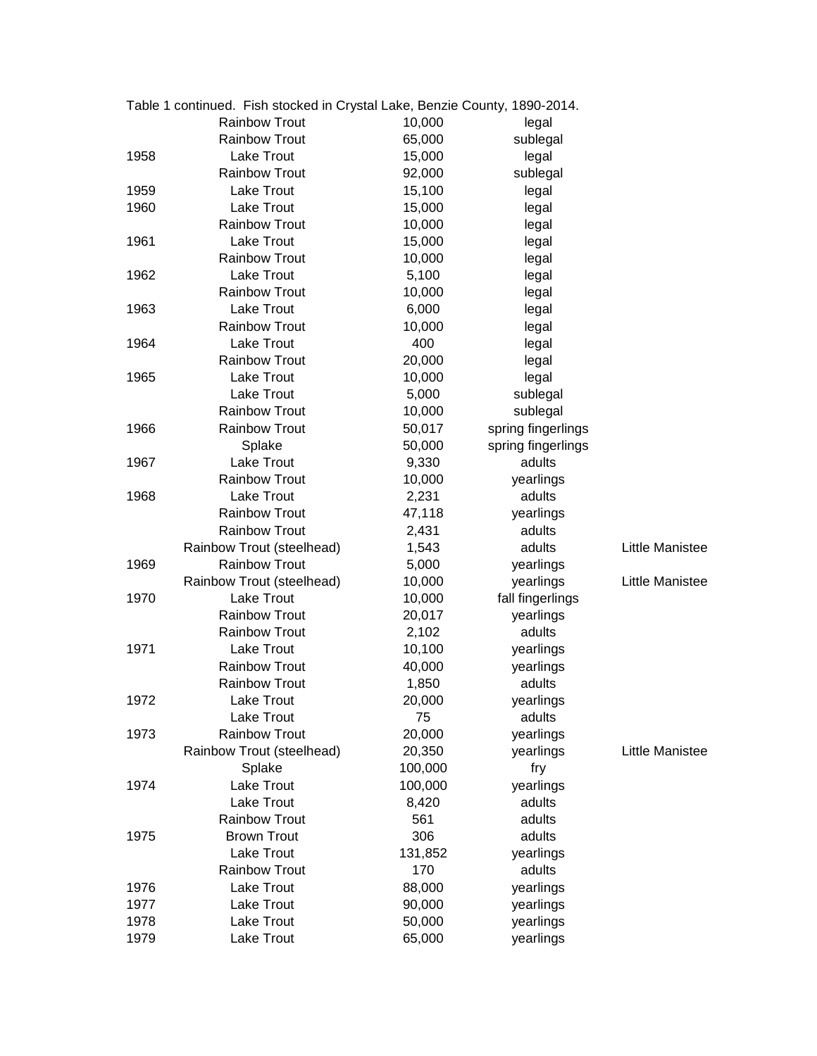Table 1 continued. Fish stocked in Crystal Lake, Benzie County, 1890-2014.

| | | | | |
|---|---|---|---|---|
| | Rainbow Trout | 10,000 | legal | |
| | Rainbow Trout | 65,000 | sublegal | |
| 1958 | Lake Trout | 15,000 | legal | |
| | Rainbow Trout | 92,000 | sublegal | |
| 1959 | Lake Trout | 15,100 | legal | |
| 1960 | Lake Trout | 15,000 | legal | |
| | Rainbow Trout | 10,000 | legal | |
| 1961 | Lake Trout | 15,000 | legal | |
| | Rainbow Trout | 10,000 | legal | |
| 1962 | Lake Trout | 5,100 | legal | |
| | Rainbow Trout | 10,000 | legal | |
| 1963 | Lake Trout | 6,000 | legal | |
| | Rainbow Trout | 10,000 | legal | |
| 1964 | Lake Trout | 400 | legal | |
| | Rainbow Trout | 20,000 | legal | |
| 1965 | Lake Trout | 10,000 | legal | |
| | Lake Trout | 5,000 | sublegal | |
| | Rainbow Trout | 10,000 | sublegal | |
| 1966 | Rainbow Trout | 50,017 | spring fingerlings | |
| | Splake | 50,000 | spring fingerlings | |
| 1967 | Lake Trout | 9,330 | adults | |
| | Rainbow Trout | 10,000 | yearlings | |
| 1968 | Lake Trout | 2,231 | adults | |
| | Rainbow Trout | 47,118 | yearlings | |
| | Rainbow Trout | 2,431 | adults | |
| | Rainbow Trout (steelhead) | 1,543 | adults | Little Manistee |
| 1969 | Rainbow Trout | 5,000 | yearlings | |
| | Rainbow Trout (steelhead) | 10,000 | yearlings | Little Manistee |
| 1970 | Lake Trout | 10,000 | fall fingerlings | |
| | Rainbow Trout | 20,017 | yearlings | |
| | Rainbow Trout | 2,102 | adults | |
| 1971 | Lake Trout | 10,100 | yearlings | |
| | Rainbow Trout | 40,000 | yearlings | |
| | Rainbow Trout | 1,850 | adults | |
| 1972 | Lake Trout | 20,000 | yearlings | |
| | Lake Trout | 75 | adults | |
| 1973 | Rainbow Trout | 20,000 | yearlings | |
| | Rainbow Trout (steelhead) | 20,350 | yearlings | Little Manistee |
| | Splake | 100,000 | fry | |
| 1974 | Lake Trout | 100,000 | yearlings | |
| | Lake Trout | 8,420 | adults | |
| | Rainbow Trout | 561 | adults | |
| 1975 | Brown Trout | 306 | adults | |
| | Lake Trout | 131,852 | yearlings | |
| | Rainbow Trout | 170 | adults | |
| 1976 | Lake Trout | 88,000 | yearlings | |
| 1977 | Lake Trout | 90,000 | yearlings | |
| 1978 | Lake Trout | 50,000 | yearlings | |
| 1979 | Lake Trout | 65,000 | yearlings | |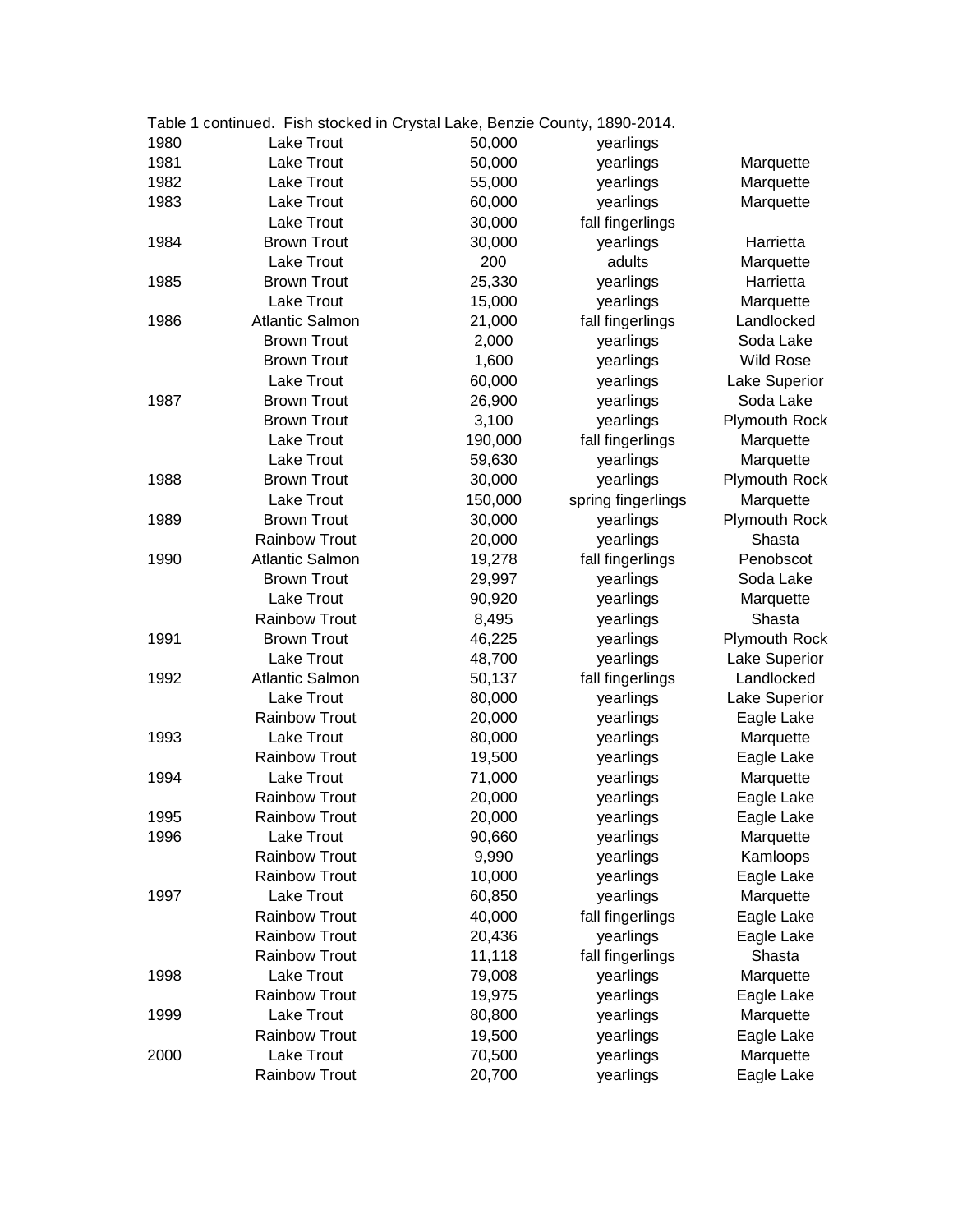Table 1 continued.  Fish stocked in Crystal Lake, Benzie County, 1890-2014.

| | | | | |
|---|---|---|---|---|
| 1980 | Lake Trout | 50,000 | yearlings | |
| 1981 | Lake Trout | 50,000 | yearlings | Marquette |
| 1982 | Lake Trout | 55,000 | yearlings | Marquette |
| 1983 | Lake Trout | 60,000 | yearlings | Marquette |
| | Lake Trout | 30,000 | fall fingerlings | |
| 1984 | Brown Trout | 30,000 | yearlings | Harrietta |
| | Lake Trout | 200 | adults | Marquette |
| 1985 | Brown Trout | 25,330 | yearlings | Harrietta |
| | Lake Trout | 15,000 | yearlings | Marquette |
| 1986 | Atlantic Salmon | 21,000 | fall fingerlings | Landlocked |
| | Brown Trout | 2,000 | yearlings | Soda Lake |
| | Brown Trout | 1,600 | yearlings | Wild Rose |
| | Lake Trout | 60,000 | yearlings | Lake Superior |
| 1987 | Brown Trout | 26,900 | yearlings | Soda Lake |
| | Brown Trout | 3,100 | yearlings | Plymouth Rock |
| | Lake Trout | 190,000 | fall fingerlings | Marquette |
| | Lake Trout | 59,630 | yearlings | Marquette |
| 1988 | Brown Trout | 30,000 | yearlings | Plymouth Rock |
| | Lake Trout | 150,000 | spring fingerlings | Marquette |
| 1989 | Brown Trout | 30,000 | yearlings | Plymouth Rock |
| | Rainbow Trout | 20,000 | yearlings | Shasta |
| 1990 | Atlantic Salmon | 19,278 | fall fingerlings | Penobscot |
| | Brown Trout | 29,997 | yearlings | Soda Lake |
| | Lake Trout | 90,920 | yearlings | Marquette |
| | Rainbow Trout | 8,495 | yearlings | Shasta |
| 1991 | Brown Trout | 46,225 | yearlings | Plymouth Rock |
| | Lake Trout | 48,700 | yearlings | Lake Superior |
| 1992 | Atlantic Salmon | 50,137 | fall fingerlings | Landlocked |
| | Lake Trout | 80,000 | yearlings | Lake Superior |
| | Rainbow Trout | 20,000 | yearlings | Eagle Lake |
| 1993 | Lake Trout | 80,000 | yearlings | Marquette |
| | Rainbow Trout | 19,500 | yearlings | Eagle Lake |
| 1994 | Lake Trout | 71,000 | yearlings | Marquette |
| | Rainbow Trout | 20,000 | yearlings | Eagle Lake |
| 1995 | Rainbow Trout | 20,000 | yearlings | Eagle Lake |
| 1996 | Lake Trout | 90,660 | yearlings | Marquette |
| | Rainbow Trout | 9,990 | yearlings | Kamloops |
| | Rainbow Trout | 10,000 | yearlings | Eagle Lake |
| 1997 | Lake Trout | 60,850 | yearlings | Marquette |
| | Rainbow Trout | 40,000 | fall fingerlings | Eagle Lake |
| | Rainbow Trout | 20,436 | yearlings | Eagle Lake |
| | Rainbow Trout | 11,118 | fall fingerlings | Shasta |
| 1998 | Lake Trout | 79,008 | yearlings | Marquette |
| | Rainbow Trout | 19,975 | yearlings | Eagle Lake |
| 1999 | Lake Trout | 80,800 | yearlings | Marquette |
| | Rainbow Trout | 19,500 | yearlings | Eagle Lake |
| 2000 | Lake Trout | 70,500 | yearlings | Marquette |
| | Rainbow Trout | 20,700 | yearlings | Eagle Lake |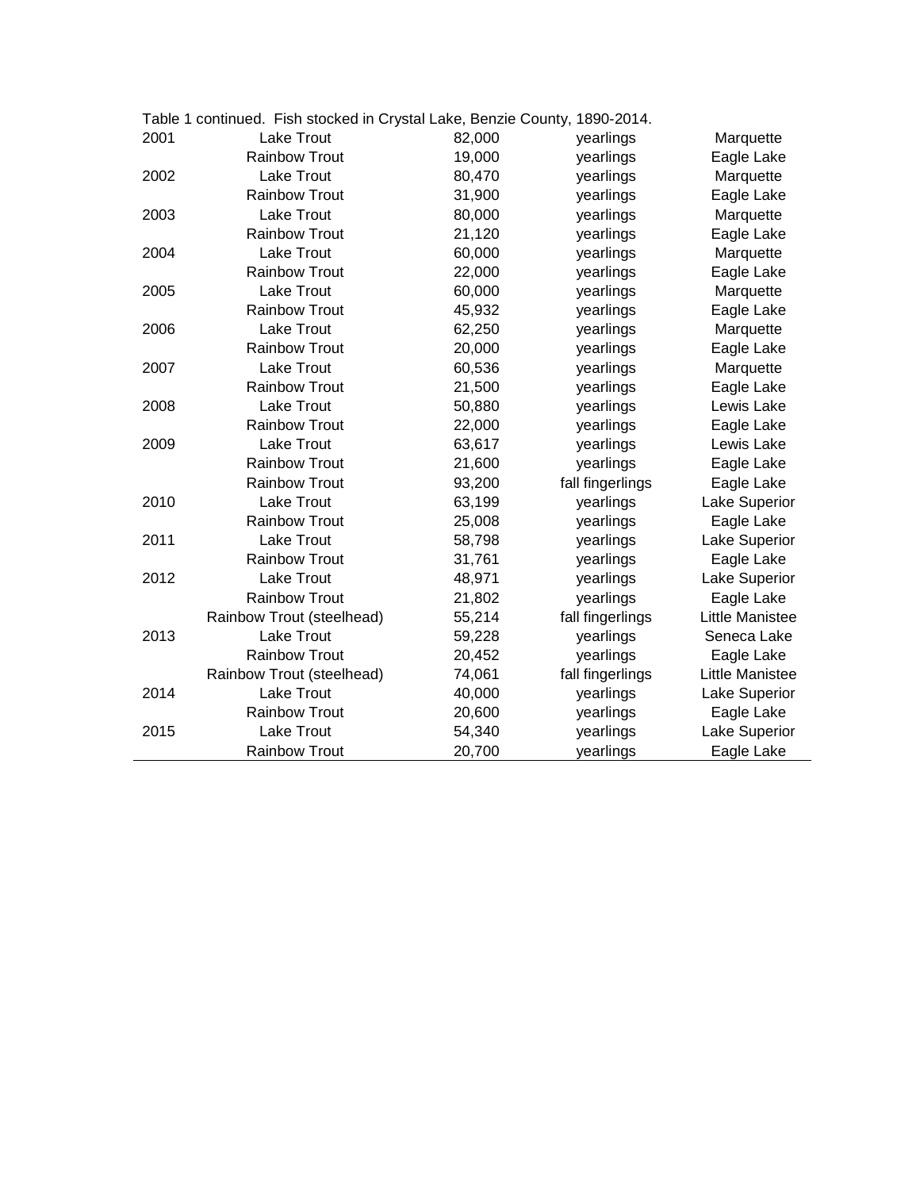Table 1 continued. Fish stocked in Crystal Lake, Benzie County, 1890-2014.

| Year | Species | Number | Size | Strain |
|---|---|---|---|---|
| 2001 | Lake Trout | 82,000 | yearlings | Marquette |
| | Rainbow Trout | 19,000 | yearlings | Eagle Lake |
| 2002 | Lake Trout | 80,470 | yearlings | Marquette |
| | Rainbow Trout | 31,900 | yearlings | Eagle Lake |
| 2003 | Lake Trout | 80,000 | yearlings | Marquette |
| | Rainbow Trout | 21,120 | yearlings | Eagle Lake |
| 2004 | Lake Trout | 60,000 | yearlings | Marquette |
| | Rainbow Trout | 22,000 | yearlings | Eagle Lake |
| 2005 | Lake Trout | 60,000 | yearlings | Marquette |
| | Rainbow Trout | 45,932 | yearlings | Eagle Lake |
| 2006 | Lake Trout | 62,250 | yearlings | Marquette |
| | Rainbow Trout | 20,000 | yearlings | Eagle Lake |
| 2007 | Lake Trout | 60,536 | yearlings | Marquette |
| | Rainbow Trout | 21,500 | yearlings | Eagle Lake |
| 2008 | Lake Trout | 50,880 | yearlings | Lewis Lake |
| | Rainbow Trout | 22,000 | yearlings | Eagle Lake |
| 2009 | Lake Trout | 63,617 | yearlings | Lewis Lake |
| | Rainbow Trout | 21,600 | yearlings | Eagle Lake |
| | Rainbow Trout | 93,200 | fall fingerlings | Eagle Lake |
| 2010 | Lake Trout | 63,199 | yearlings | Lake Superior |
| | Rainbow Trout | 25,008 | yearlings | Eagle Lake |
| 2011 | Lake Trout | 58,798 | yearlings | Lake Superior |
| | Rainbow Trout | 31,761 | yearlings | Eagle Lake |
| 2012 | Lake Trout | 48,971 | yearlings | Lake Superior |
| | Rainbow Trout | 21,802 | yearlings | Eagle Lake |
| | Rainbow Trout (steelhead) | 55,214 | fall fingerlings | Little Manistee |
| 2013 | Lake Trout | 59,228 | yearlings | Seneca Lake |
| | Rainbow Trout | 20,452 | yearlings | Eagle Lake |
| | Rainbow Trout (steelhead) | 74,061 | fall fingerlings | Little Manistee |
| 2014 | Lake Trout | 40,000 | yearlings | Lake Superior |
| | Rainbow Trout | 20,600 | yearlings | Eagle Lake |
| 2015 | Lake Trout | 54,340 | yearlings | Lake Superior |
| | Rainbow Trout | 20,700 | yearlings | Eagle Lake |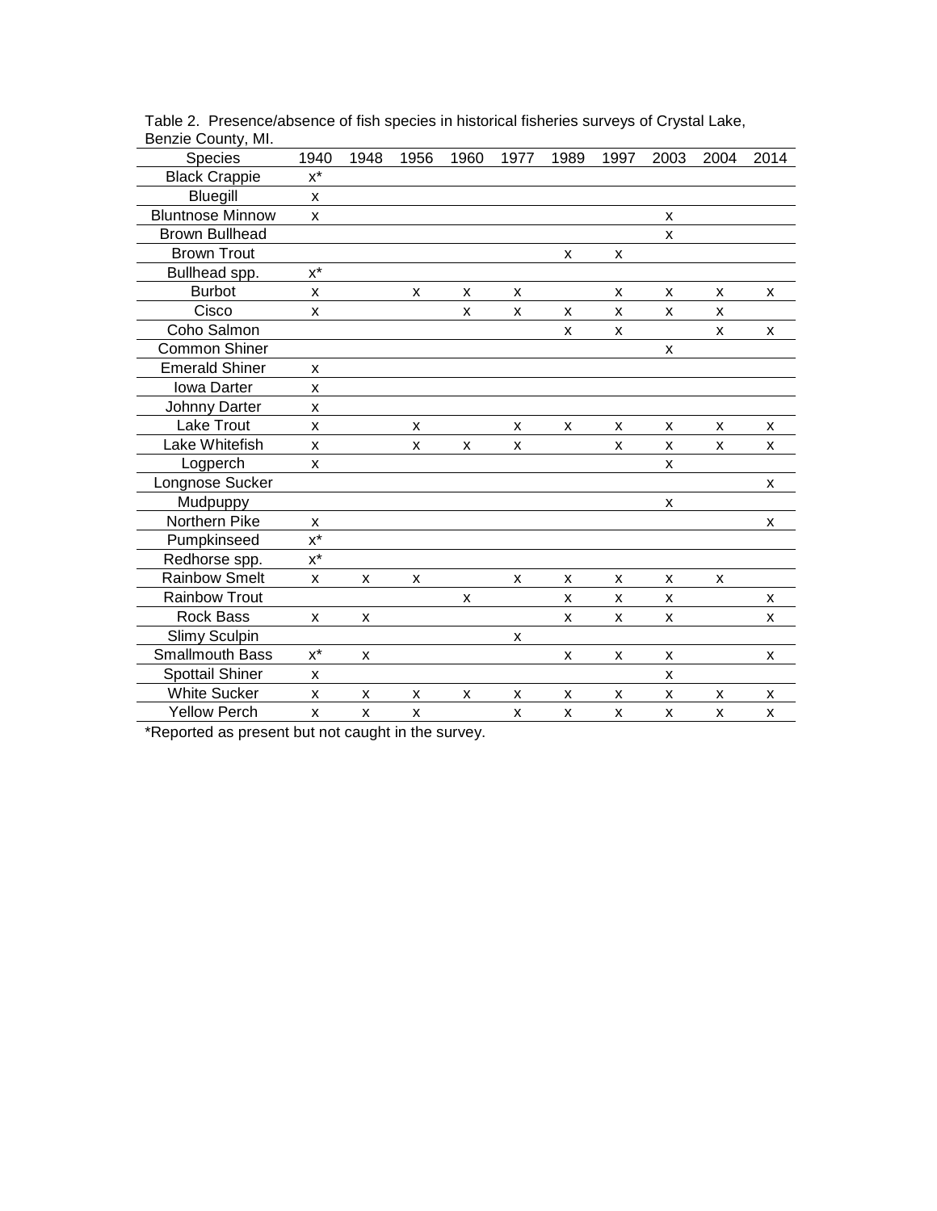Table 2. Presence/absence of fish species in historical fisheries surveys of Crystal Lake, Benzie County, MI.

| Species | 1940 | 1948 | 1956 | 1960 | 1977 | 1989 | 1997 | 2003 | 2004 | 2014 |
|---|---|---|---|---|---|---|---|---|---|---|
| Black Crappie | x* | | | | | | | | | |
| Bluegill | x | | | | | | | | | |
| Bluntnose Minnow | x | | | | | | | x | | |
| Brown Bullhead | | | | | | | | x | | |
| Brown Trout | | | | | | x | x | | | |
| Bullhead spp. | x* | | | | | | | | | |
| Burbot | x | | x | x | x | | x | x | x | x |
| Cisco | x | | | x | x | x | x | x | x | |
| Coho Salmon | | | | | | x | x | | x | x |
| Common Shiner | | | | | | | | x | | |
| Emerald Shiner | x | | | | | | | | | |
| Iowa Darter | x | | | | | | | | | |
| Johnny Darter | x | | | | | | | | | |
| Lake Trout | x | | x | | x | x | x | x | x | x |
| Lake Whitefish | x | | x | x | x | | x | x | x | x |
| Logperch | x | | | | | | | x | | |
| Longnose Sucker | | | | | | | | | | x |
| Mudpuppy | | | | | | | | x | | |
| Northern Pike | x | | | | | | | | | x |
| Pumpkinseed | x* | | | | | | | | | |
| Redhorse spp. | x* | | | | | | | | | |
| Rainbow Smelt | x | x | x | | x | x | x | x | x | |
| Rainbow Trout | | | | x | | x | x | x | | x |
| Rock Bass | x | x | | | | x | x | x | | x |
| Slimy Sculpin | | | | | x | | | | | |
| Smallmouth Bass | x* | x | | | | x | x | x | | x |
| Spottail Shiner | x | | | | | | | x | | |
| White Sucker | x | x | x | x | x | x | x | x | x | x |
| Yellow Perch | x | x | x | | x | x | x | x | x | x |

*Reported as present but not caught in the survey.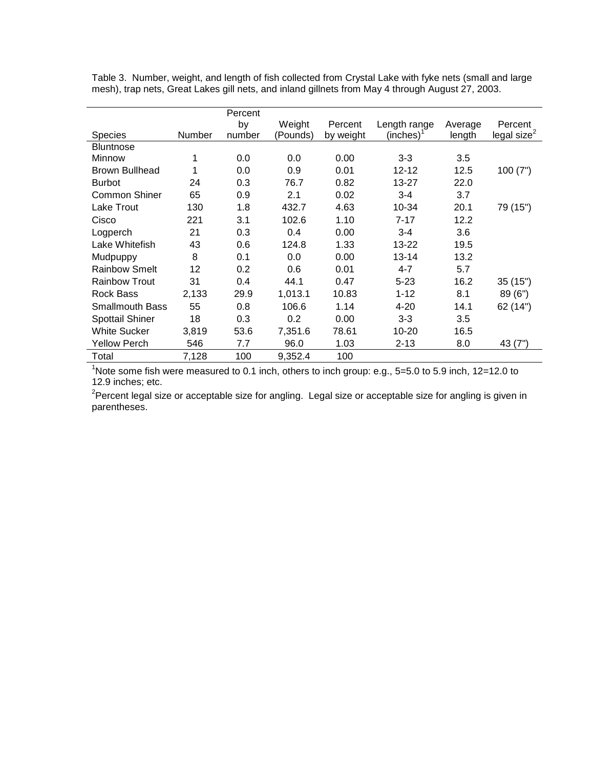Table 3. Number, weight, and length of fish collected from Crystal Lake with fyke nets (small and large mesh), trap nets, Great Lakes gill nets, and inland gillnets from May 4 through August 27, 2003.

| Species | Number | Percent by number | Weight (Pounds) | Percent by weight | Length range (inches)[1] | Average length | Percent legal size[2] |
|---|---|---|---|---|---|---|---|
| Bluntnose Minnow | 1 | 0.0 | 0.0 | 0.00 | 3-3 | 3.5 | |
| Brown Bullhead | 1 | 0.0 | 0.9 | 0.01 | 12-12 | 12.5 | 100 (7") |
| Burbot | 24 | 0.3 | 76.7 | 0.82 | 13-27 | 22.0 | |
| Common Shiner | 65 | 0.9 | 2.1 | 0.02 | 3-4 | 3.7 | |
| Lake Trout | 130 | 1.8 | 432.7 | 4.63 | 10-34 | 20.1 | 79 (15") |
| Cisco | 221 | 3.1 | 102.6 | 1.10 | 7-17 | 12.2 | |
| Logperch | 21 | 0.3 | 0.4 | 0.00 | 3-4 | 3.6 | |
| Lake Whitefish | 43 | 0.6 | 124.8 | 1.33 | 13-22 | 19.5 | |
| Mudpuppy | 8 | 0.1 | 0.0 | 0.00 | 13-14 | 13.2 | |
| Rainbow Smelt | 12 | 0.2 | 0.6 | 0.01 | 4-7 | 5.7 | |
| Rainbow Trout | 31 | 0.4 | 44.1 | 0.47 | 5-23 | 16.2 | 35 (15") |
| Rock Bass | 2,133 | 29.9 | 1,013.1 | 10.83 | 1-12 | 8.1 | 89 (6") |
| Smallmouth Bass | 55 | 0.8 | 106.6 | 1.14 | 4-20 | 14.1 | 62 (14") |
| Spottail Shiner | 18 | 0.3 | 0.2 | 0.00 | 3-3 | 3.5 | |
| White Sucker | 3,819 | 53.6 | 7,351.6 | 78.61 | 10-20 | 16.5 | |
| Yellow Perch | 546 | 7.7 | 96.0 | 1.03 | 2-13 | 8.0 | 43 (7") |
| Total | 7,128 | 100 | 9,352.4 | 100 | | | |

[1]Note some fish were measured to 0.1 inch, others to inch group: e.g., 5=5.0 to 5.9 inch, 12=12.0 to 12.9 inches; etc.

[2]Percent legal size or acceptable size for angling. Legal size or acceptable size for angling is given in parentheses.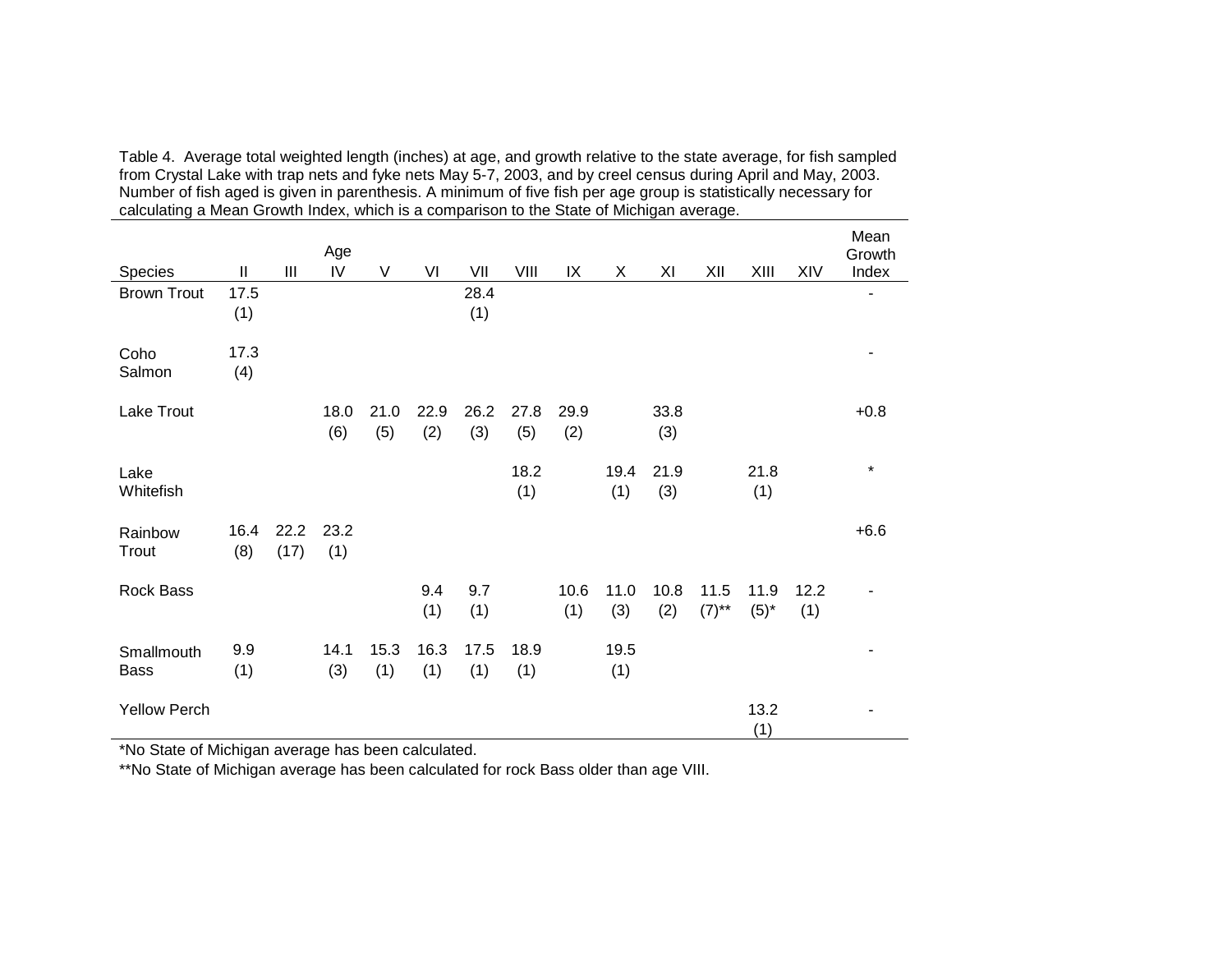Table 4. Average total weighted length (inches) at age, and growth relative to the state average, for fish sampled from Crystal Lake with trap nets and fyke nets May 5-7, 2003, and by creel census during April and May, 2003. Number of fish aged is given in parenthesis. A minimum of five fish per age group is statistically necessary for calculating a Mean Growth Index, which is a comparison to the State of Michigan average.

| Species | II | III | Age IV | V | VI | VII | VIII | IX | X | XI | XII | XIII | XIV | Mean Growth Index |
|---|---|---|---|---|---|---|---|---|---|---|---|---|---|---|
| Brown Trout | 17.5 (1) | | | | | 28.4 (1) | | | | | | | | - |
| Coho Salmon | 17.3 (4) | | | | | | | | | | | | | - |
| Lake Trout | | | 18.0 (6) | 21.0 (5) | 22.9 (2) | 26.2 (3) | 27.8 (5) | 29.9 (2) | | 33.8 (3) | | | | +0.8 |
| Lake Whitefish | | | | | | | 18.2 (1) | | 19.4 (1) | 21.9 (3) | | 21.8 (1) | | * |
| Rainbow Trout | 16.4 (8) | 22.2 (17) | 23.2 (1) | | | | | | | | | | | +6.6 |
| Rock Bass | | | | | 9.4 (1) | 9.7 (1) | | 10.6 (1) | 11.0 (3) | 10.8 (2) | 11.5 (7)** | 11.9 (5)* | 12.2 (1) | - |
| Smallmouth Bass | 9.9 (1) | | 14.1 (3) | 15.3 (1) | 16.3 (1) | 17.5 (1) | 18.9 (1) | | 19.5 (1) | | | | | - |
| Yellow Perch | | | | | | | | | | | | 13.2 (1) | | - |

*No State of Michigan average has been calculated.

**No State of Michigan average has been calculated for rock Bass older than age VIII.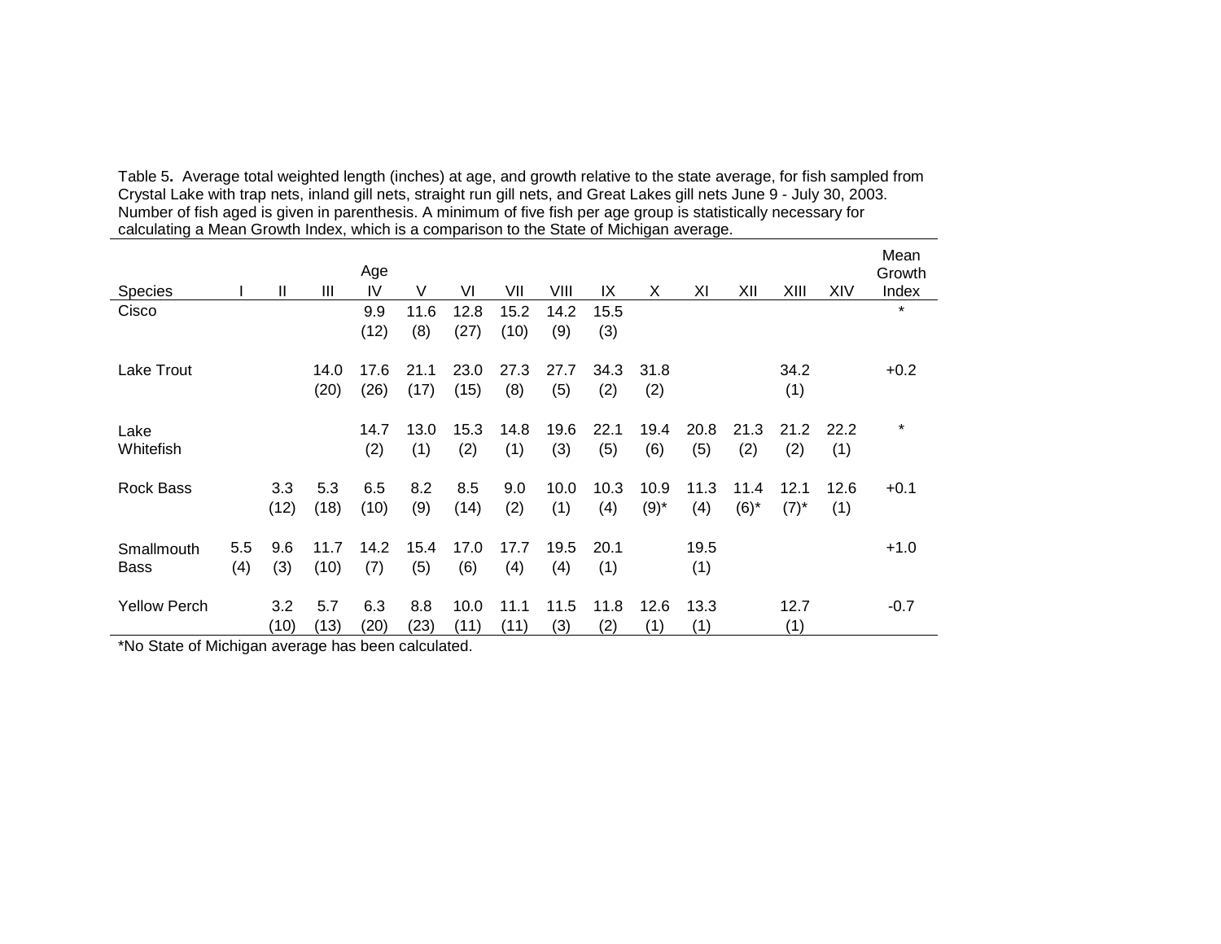Table 5. Average total weighted length (inches) at age, and growth relative to the state average, for fish sampled from Crystal Lake with trap nets, inland gill nets, straight run gill nets, and Great Lakes gill nets June 9 - July 30, 2003. Number of fish aged is given in parenthesis. A minimum of five fish per age group is statistically necessary for calculating a Mean Growth Index, which is a comparison to the State of Michigan average.

| Species | Age | | | | | | | | | | | | | | Mean Growth Index |
|---|---|---|---|---|---|---|---|---|---|---|---|---|---|---|---|
| | I | II | III | IV | V | VI | VII | VIII | IX | X | XI | XII | XIII | XIV | |
| Cisco | | | | 9.9 (12) | 11.6 (8) | 12.8 (27) | 15.2 (10) | 14.2 (9) | 15.5 (3) | | | | | | * |
| Lake Trout | | | 14.0 (20) | 17.6 (26) | 21.1 (17) | 23.0 (15) | 27.3 (8) | 27.7 (5) | 34.3 (2) | 31.8 (2) | | | 34.2 (1) | | +0.2 |
| Lake Whitefish | | | | 14.7 (2) | 13.0 (1) | 15.3 (2) | 14.8 (1) | 19.6 (3) | 22.1 (5) | 19.4 (6) | 20.8 (5) | 21.3 (2) | 21.2 (2) | 22.2 (1) | * |
| Rock Bass | | 3.3 (12) | 5.3 (18) | 6.5 (10) | 8.2 (9) | 8.5 (14) | 9.0 (2) | 10.0 (1) | 10.3 (4) | 10.9 (9)* | 11.3 (4) | 11.4 (6)* | 12.1 (7)* | 12.6 (1) | +0.1 |
| Smallmouth Bass | 5.5 (4) | 9.6 (3) | 11.7 (10) | 14.2 (7) | 15.4 (5) | 17.0 (6) | 17.7 (4) | 19.5 (4) | 20.1 (1) | | 19.5 (1) | | | | +1.0 |
| Yellow Perch | | 3.2 (10) | 5.7 (13) | 6.3 (20) | 8.8 (23) | 10.0 (11) | 11.1 (11) | 11.5 (3) | 11.8 (2) | 12.6 (1) | 13.3 (1) | | 12.7 (1) | | -0.7 |

*No State of Michigan average has been calculated.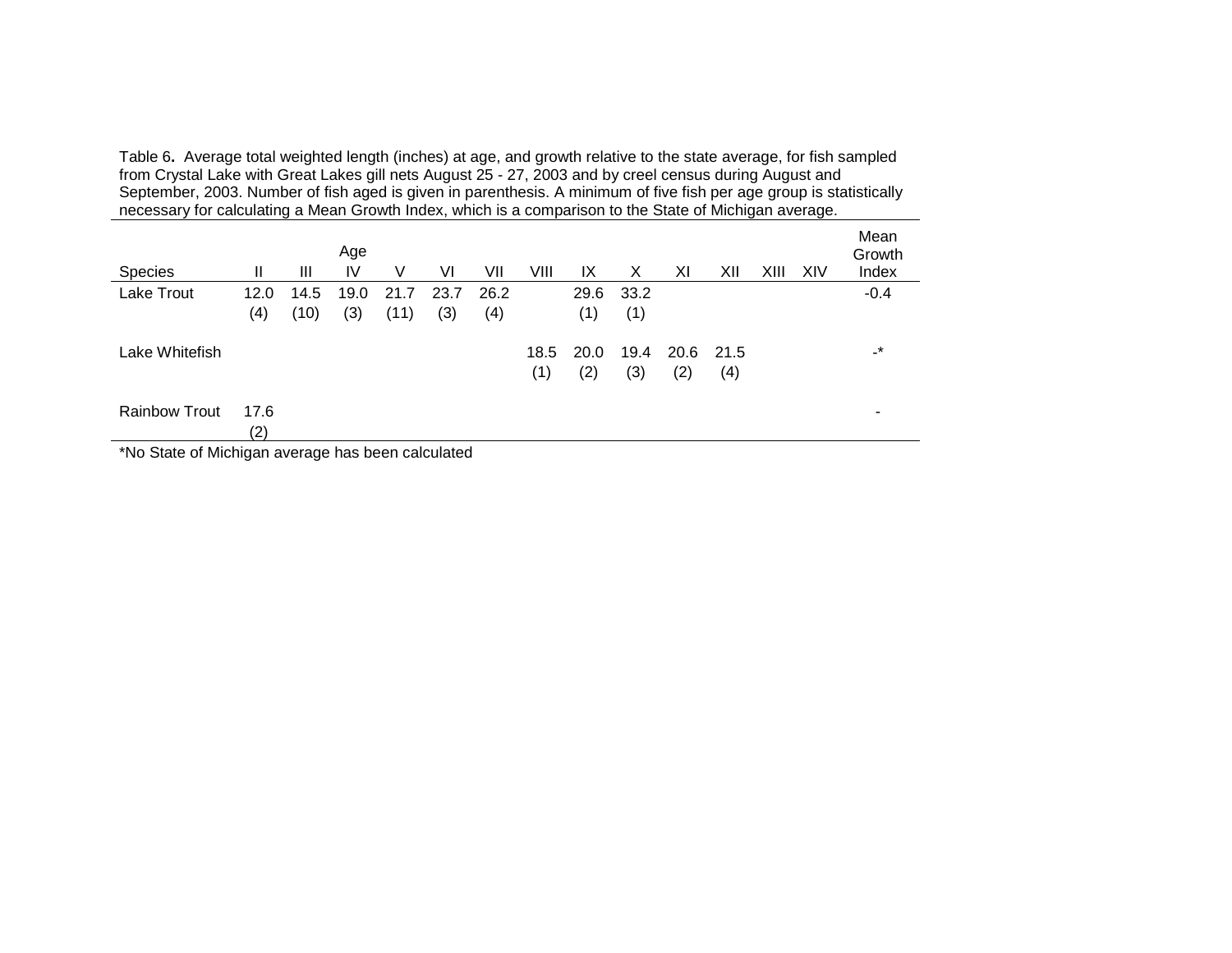Table 6**.** Average total weighted length (inches) at age, and growth relative to the state average, for fish sampled from Crystal Lake with Great Lakes gill nets August 25 - 27, 2003 and by creel census during August and September, 2003. Number of fish aged is given in parenthesis. A minimum of five fish per age group is statistically necessary for calculating a Mean Growth Index, which is a comparison to the State of Michigan average.

| Species | II | III | IV | V | VI | VII | VIII | IX | X | XI | XII | XIII | XIV | Mean Growth Index |
|---|---|---|---|---|---|---|---|---|---|---|---|---|---|---|
| Lake Trout | 12.0 (4) | 14.5 (10) | 19.0 (3) | 21.7 (11) | 23.7 (3) | 26.2 (4) | | 29.6 (1) | 33.2 (1) | | | | | -0.4 |
| Lake Whitefish | | | | | | | 18.5 (1) | 20.0 (2) | 19.4 (3) | 20.6 (2) | 21.5 (4) | | | -* |
| Rainbow Trout | 17.6 (2) | | | | | | | | | | | | | - |

*No State of Michigan average has been calculated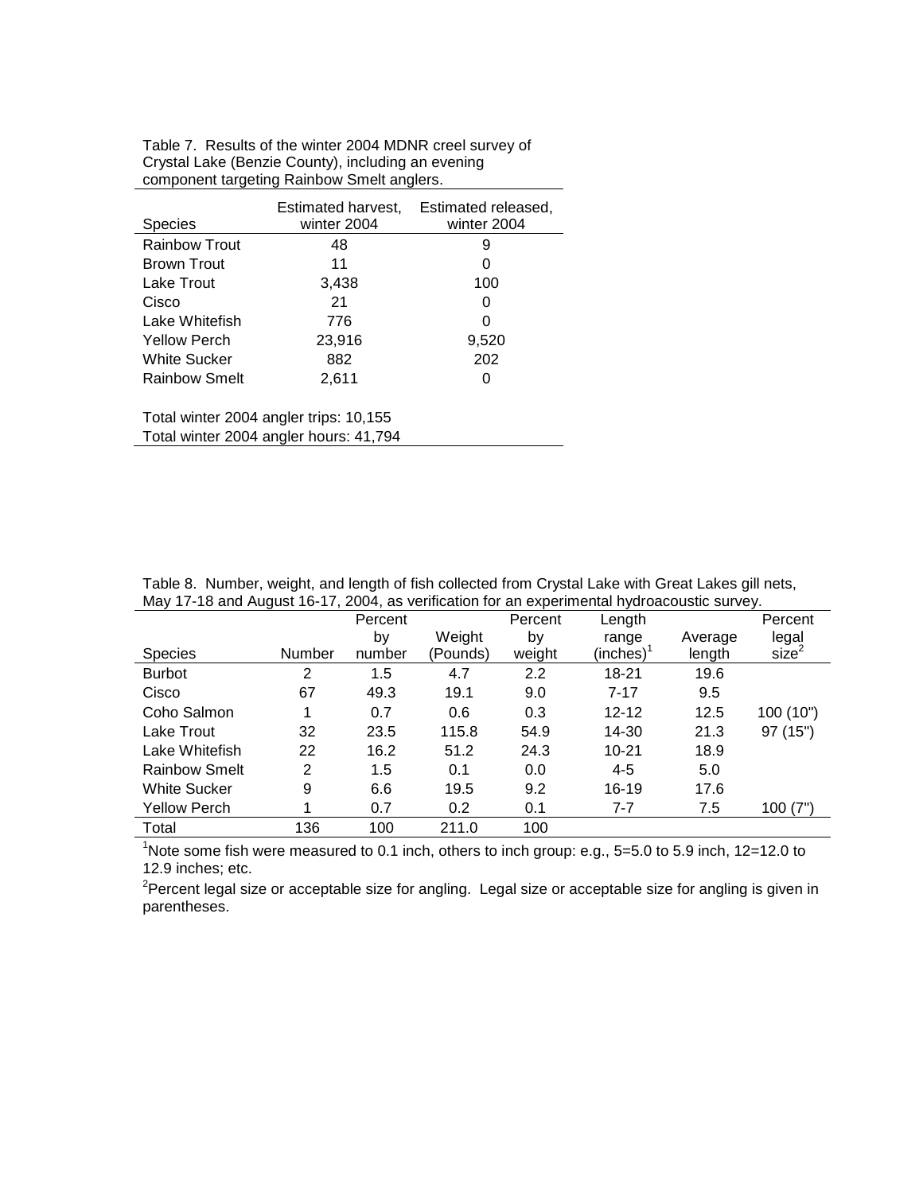Table 7. Results of the winter 2004 MDNR creel survey of Crystal Lake (Benzie County), including an evening component targeting Rainbow Smelt anglers.

| Species | Estimated harvest, winter 2004 | Estimated released, winter 2004 |
|---|---|---|
| Rainbow Trout | 48 | 9 |
| Brown Trout | 11 | 0 |
| Lake Trout | 3,438 | 100 |
| Cisco | 21 | 0 |
| Lake Whitefish | 776 | 0 |
| Yellow Perch | 23,916 | 9,520 |
| White Sucker | 882 | 202 |
| Rainbow Smelt | 2,611 | 0 |

Total winter 2004 angler trips: 10,155
Total winter 2004 angler hours: 41,794

Table 8. Number, weight, and length of fish collected from Crystal Lake with Great Lakes gill nets, May 17-18 and August 16-17, 2004, as verification for an experimental hydroacoustic survey.

| Species | Number | Percent by number | Weight (Pounds) | Percent by weight | Length range (inches)[1] | Average length | Percent legal size[2] |
|---|---|---|---|---|---|---|---|
| Burbot | 2 | 1.5 | 4.7 | 2.2 | 18-21 | 19.6 | |
| Cisco | 67 | 49.3 | 19.1 | 9.0 | 7-17 | 9.5 | |
| Coho Salmon | 1 | 0.7 | 0.6 | 0.3 | 12-12 | 12.5 | 100 (10") |
| Lake Trout | 32 | 23.5 | 115.8 | 54.9 | 14-30 | 21.3 | 97 (15") |
| Lake Whitefish | 22 | 16.2 | 51.2 | 24.3 | 10-21 | 18.9 | |
| Rainbow Smelt | 2 | 1.5 | 0.1 | 0.0 | 4-5 | 5.0 | |
| White Sucker | 9 | 6.6 | 19.5 | 9.2 | 16-19 | 17.6 | |
| Yellow Perch | 1 | 0.7 | 0.2 | 0.1 | 7-7 | 7.5 | 100 (7") |
| Total | 136 | 100 | 211.0 | 100 | | | |

[1]Note some fish were measured to 0.1 inch, others to inch group: e.g., 5=5.0 to 5.9 inch, 12=12.0 to 12.9 inches; etc.

[2]Percent legal size or acceptable size for angling. Legal size or acceptable size for angling is given in parentheses.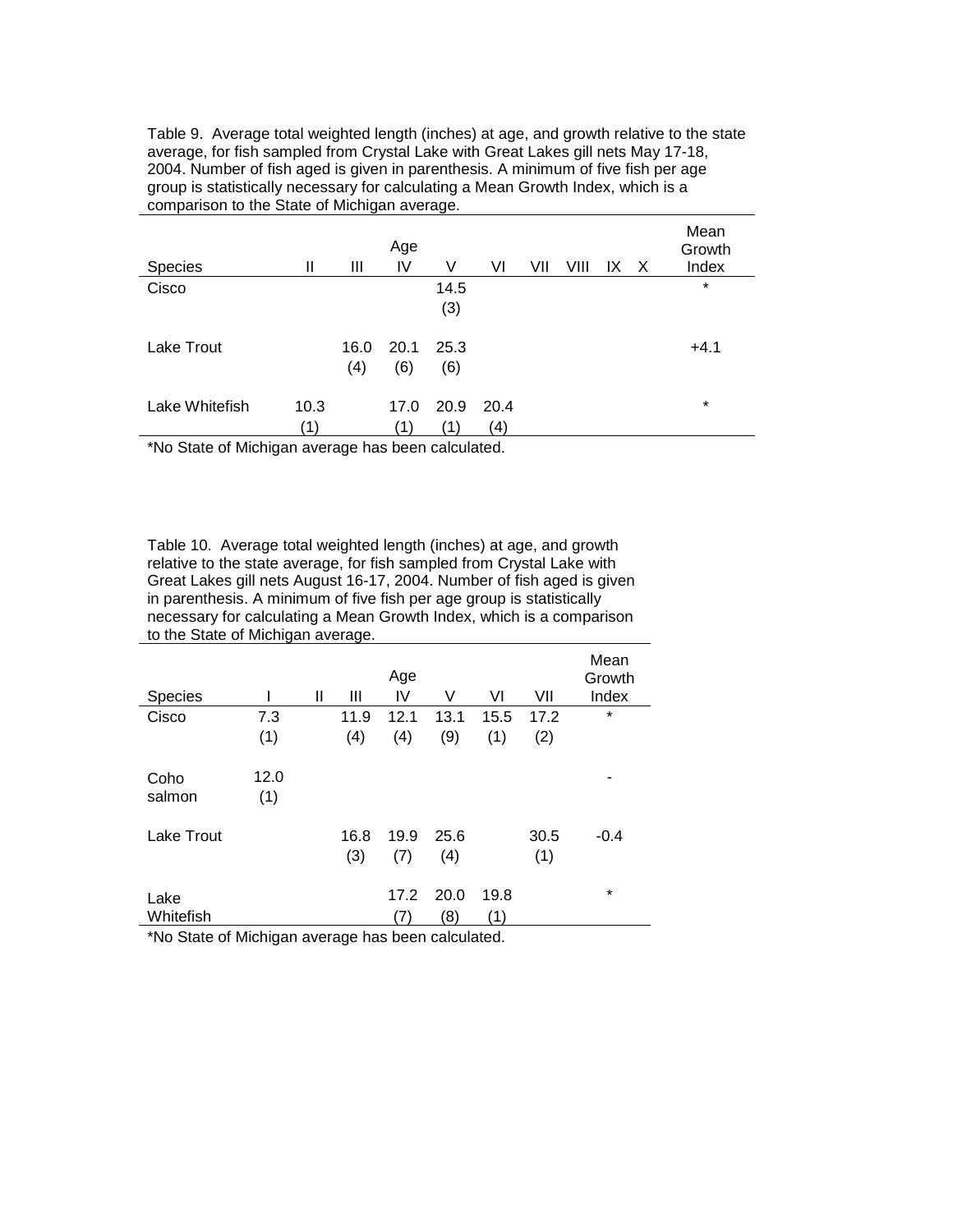Table 9. Average total weighted length (inches) at age, and growth relative to the state average, for fish sampled from Crystal Lake with Great Lakes gill nets May 17-18, 2004. Number of fish aged is given in parenthesis. A minimum of five fish per age group is statistically necessary for calculating a Mean Growth Index, which is a comparison to the State of Michigan average.

| Species | II | III | IV | V | VI | VII | VIII | IX | X | Mean Growth Index |
|---|---|---|---|---|---|---|---|---|---|---|
| Cisco | | | | 14.5 (3) | | | | | | * |
| Lake Trout | | 16.0 (4) | 20.1 (6) | 25.3 (6) | | | | | | +4.1 |
| Lake Whitefish | 10.3 (1) | | 17.0 (1) | 20.9 (1) | 20.4 (4) | | | | | * |

*No State of Michigan average has been calculated.

Table 10. Average total weighted length (inches) at age, and growth relative to the state average, for fish sampled from Crystal Lake with Great Lakes gill nets August 16-17, 2004. Number of fish aged is given in parenthesis. A minimum of five fish per age group is statistically necessary for calculating a Mean Growth Index, which is a comparison to the State of Michigan average.

| Species | I | II | III | IV | V | VI | VII | Mean Growth Index |
|---|---|---|---|---|---|---|---|---|
| Cisco | 7.3 (1) | | 11.9 (4) | 12.1 (4) | 13.1 (9) | 15.5 (1) | 17.2 (2) | * |
| Coho salmon | 12.0 (1) | | | | | | | - |
| Lake Trout | | | 16.8 (3) | 19.9 (7) | 25.6 (4) | | 30.5 (1) | -0.4 |
| Lake Whitefish | | | | 17.2 (7) | 20.0 (8) | 19.8 (1) | | * |

*No State of Michigan average has been calculated.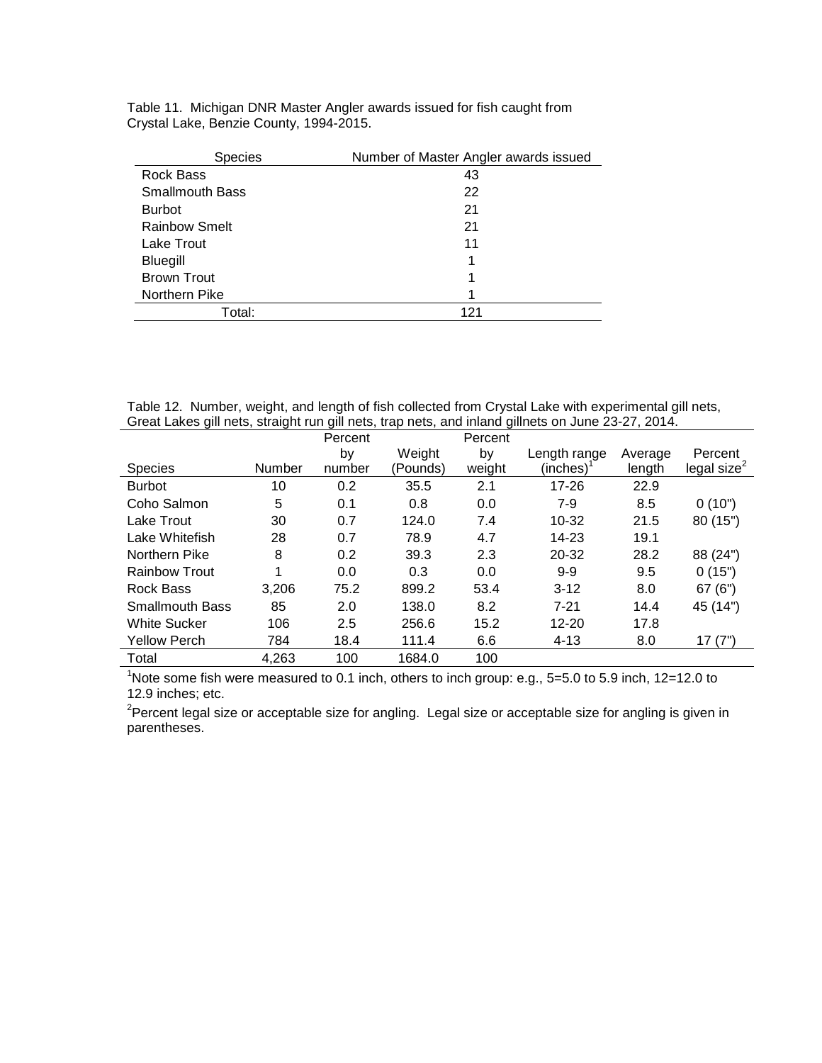Table 11. Michigan DNR Master Angler awards issued for fish caught from Crystal Lake, Benzie County, 1994-2015.

| Species | Number of Master Angler awards issued |
|---|---|
| Rock Bass | 43 |
| Smallmouth Bass | 22 |
| Burbot | 21 |
| Rainbow Smelt | 21 |
| Lake Trout | 11 |
| Bluegill | 1 |
| Brown Trout | 1 |
| Northern Pike | 1 |
| Total: | 121 |

Table 12. Number, weight, and length of fish collected from Crystal Lake with experimental gill nets, Great Lakes gill nets, straight run gill nets, trap nets, and inland gillnets on June 23-27, 2014.

| Species | Number | Percent by number | Weight (Pounds) | Percent by weight | Length range (inches)[1] | Average length | Percent legal size[2] |
|---|---|---|---|---|---|---|---|
| Burbot | 10 | 0.2 | 35.5 | 2.1 | 17-26 | 22.9 | |
| Coho Salmon | 5 | 0.1 | 0.8 | 0.0 | 7-9 | 8.5 | 0 (10") |
| Lake Trout | 30 | 0.7 | 124.0 | 7.4 | 10-32 | 21.5 | 80 (15") |
| Lake Whitefish | 28 | 0.7 | 78.9 | 4.7 | 14-23 | 19.1 | |
| Northern Pike | 8 | 0.2 | 39.3 | 2.3 | 20-32 | 28.2 | 88 (24") |
| Rainbow Trout | 1 | 0.0 | 0.3 | 0.0 | 9-9 | 9.5 | 0 (15") |
| Rock Bass | 3,206 | 75.2 | 899.2 | 53.4 | 3-12 | 8.0 | 67 (6") |
| Smallmouth Bass | 85 | 2.0 | 138.0 | 8.2 | 7-21 | 14.4 | 45 (14") |
| White Sucker | 106 | 2.5 | 256.6 | 15.2 | 12-20 | 17.8 | |
| Yellow Perch | 784 | 18.4 | 111.4 | 6.6 | 4-13 | 8.0 | 17 (7") |
| Total | 4,263 | 100 | 1684.0 | 100 | | | |

[1]Note some fish were measured to 0.1 inch, others to inch group: e.g., 5=5.0 to 5.9 inch, 12=12.0 to 12.9 inches; etc.

[2]Percent legal size or acceptable size for angling. Legal size or acceptable size for angling is given in parentheses.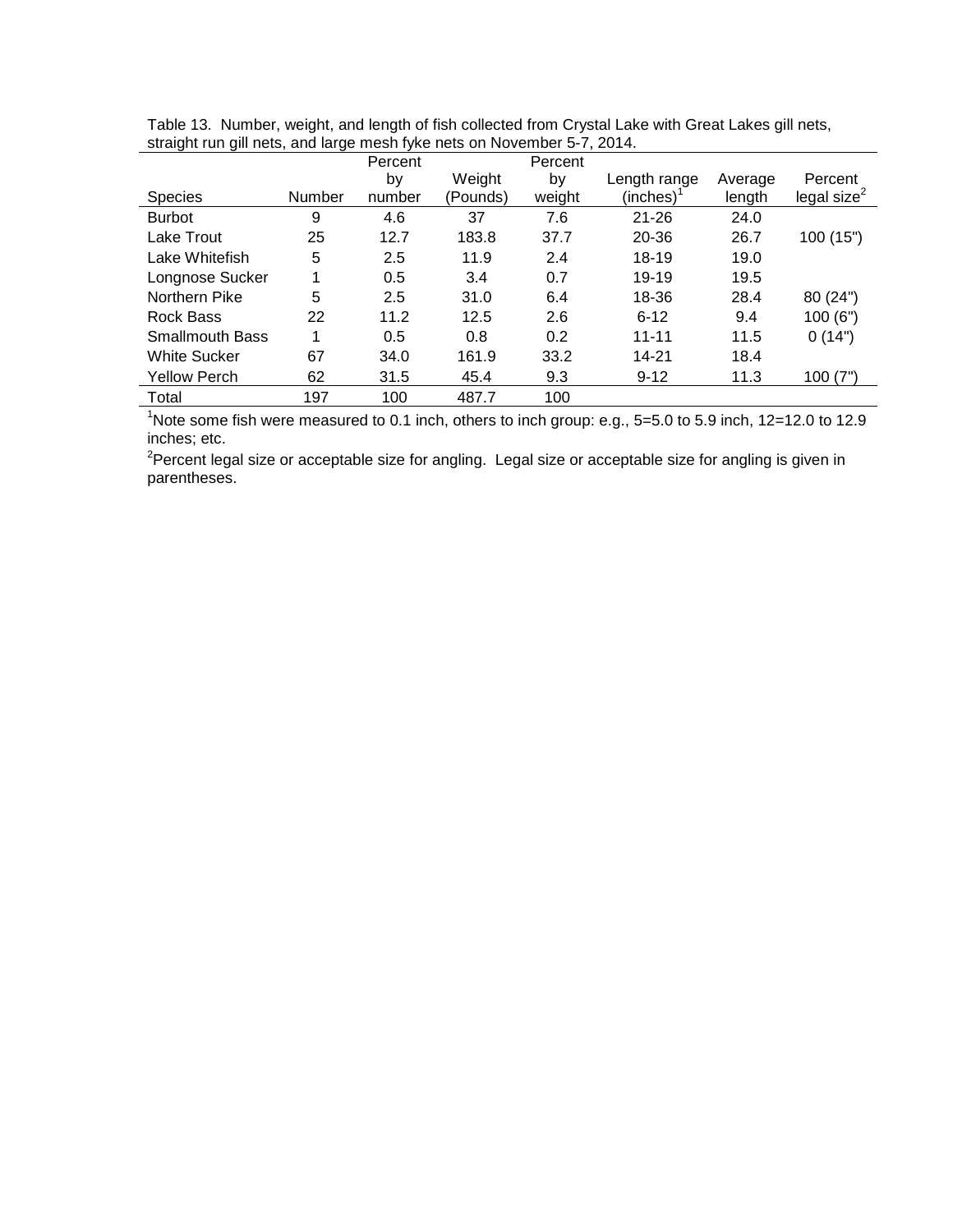Table 13. Number, weight, and length of fish collected from Crystal Lake with Great Lakes gill nets, straight run gill nets, and large mesh fyke nets on November 5-7, 2014.

| Species | Number | Percent by number | Weight (Pounds) | Percent by weight | Length range (inches)[1] | Average length | Percent legal size[2] |
|---|---|---|---|---|---|---|---|
| Burbot | 9 | 4.6 | 37 | 7.6 | 21-26 | 24.0 | |
| Lake Trout | 25 | 12.7 | 183.8 | 37.7 | 20-36 | 26.7 | 100 (15") |
| Lake Whitefish | 5 | 2.5 | 11.9 | 2.4 | 18-19 | 19.0 | |
| Longnose Sucker | 1 | 0.5 | 3.4 | 0.7 | 19-19 | 19.5 | |
| Northern Pike | 5 | 2.5 | 31.0 | 6.4 | 18-36 | 28.4 | 80 (24") |
| Rock Bass | 22 | 11.2 | 12.5 | 2.6 | 6-12 | 9.4 | 100 (6") |
| Smallmouth Bass | 1 | 0.5 | 0.8 | 0.2 | 11-11 | 11.5 | 0 (14") |
| White Sucker | 67 | 34.0 | 161.9 | 33.2 | 14-21 | 18.4 | |
| Yellow Perch | 62 | 31.5 | 45.4 | 9.3 | 9-12 | 11.3 | 100 (7") |
| Total | 197 | 100 | 487.7 | 100 | | | |

[1]Note some fish were measured to 0.1 inch, others to inch group: e.g., 5=5.0 to 5.9 inch, 12=12.0 to 12.9 inches; etc.

[2]Percent legal size or acceptable size for angling. Legal size or acceptable size for angling is given in parentheses.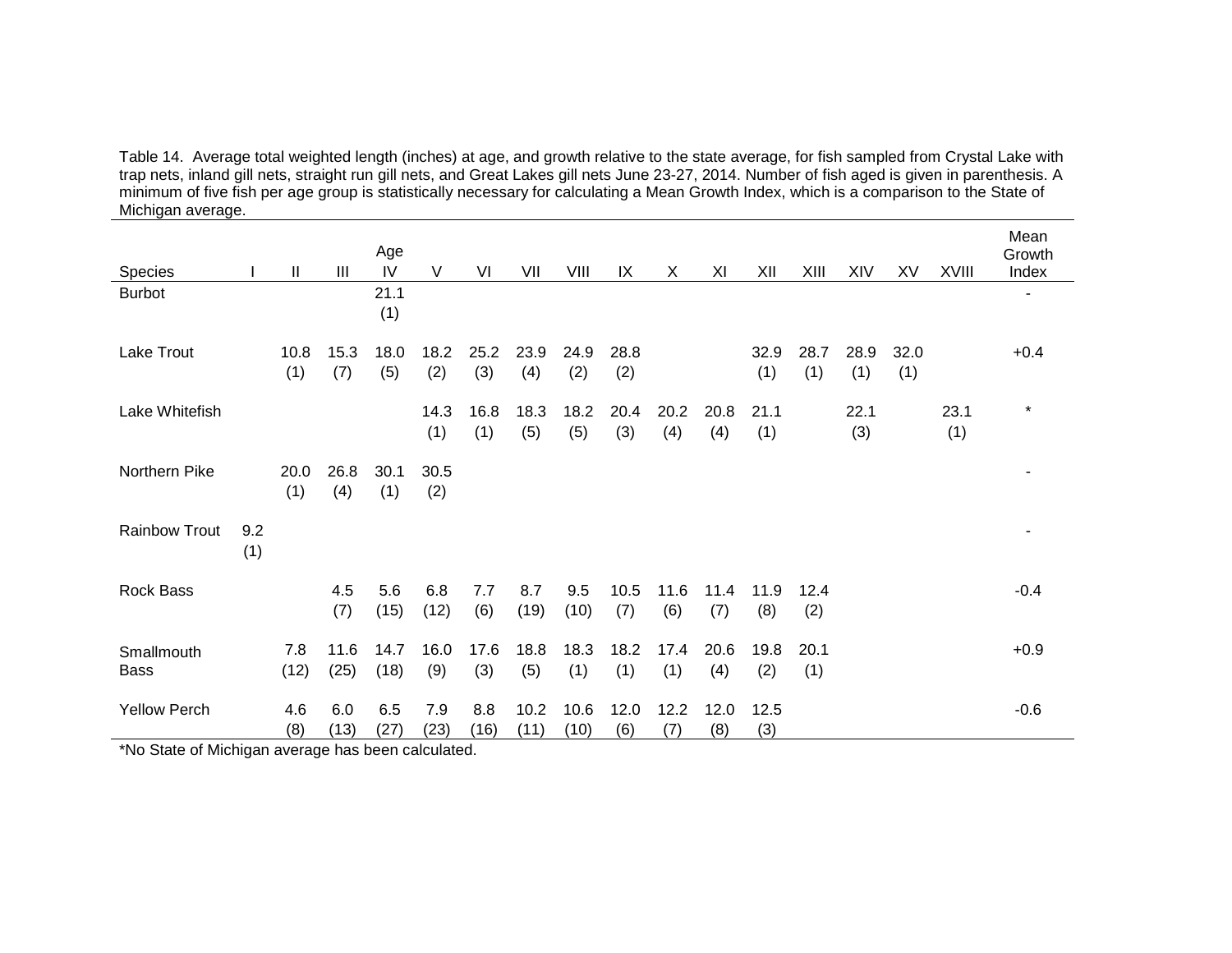Table 14. Average total weighted length (inches) at age, and growth relative to the state average, for fish sampled from Crystal Lake with trap nets, inland gill nets, straight run gill nets, and Great Lakes gill nets June 23-27, 2014. Number of fish aged is given in parenthesis. A minimum of five fish per age group is statistically necessary for calculating a Mean Growth Index, which is a comparison to the State of Michigan average.

| Species | I | II | III | Age IV | V | VI | VII | VIII | IX | X | XI | XII | XIII | XIV | XV | XVIII | Mean Growth Index |
|---|---|---|---|---|---|---|---|---|---|---|---|---|---|---|---|---|---|
| Burbot | | | | 21.1 (1) | | | | | | | | | | | | | - |
| Lake Trout | | 10.8 (1) | 15.3 (7) | 18.0 (5) | 18.2 (2) | 25.2 (3) | 23.9 (4) | 24.9 (2) | 28.8 (2) | | | 32.9 (1) | 28.7 (1) | 28.9 (1) | 32.0 (1) | | +0.4 |
| Lake Whitefish | | | | | 14.3 (1) | 16.8 (1) | 18.3 (5) | 18.2 (5) | 20.4 (3) | 20.2 (4) | 20.8 (4) | 21.1 (1) | | 22.1 (3) | | 23.1 (1) | * |
| Northern Pike | | 20.0 (1) | 26.8 (4) | 30.1 (1) | 30.5 (2) | | | | | | | | | | | | - |
| Rainbow Trout | 9.2 (1) | | | | | | | | | | | | | | | | - |
| Rock Bass | | | 4.5 (7) | 5.6 (15) | 6.8 (12) | 7.7 (6) | 8.7 (19) | 9.5 (10) | 10.5 (7) | 11.6 (6) | 11.4 (7) | 11.9 (8) | 12.4 (2) | | | | -0.4 |
| Smallmouth Bass | | 7.8 (12) | 11.6 (25) | 14.7 (18) | 16.0 (9) | 17.6 (3) | 18.8 (5) | 18.3 (1) | 18.2 (1) | 17.4 (1) | 20.6 (4) | 19.8 (2) | 20.1 (1) | | | | +0.9 |
| Yellow Perch | | 4.6 (8) | 6.0 (13) | 6.5 (27) | 7.9 (23) | 8.8 (16) | 10.2 (11) | 10.6 (10) | 12.0 (6) | 12.2 (7) | 12.0 (8) | 12.5 (3) | | | | | -0.6 |

*No State of Michigan average has been calculated.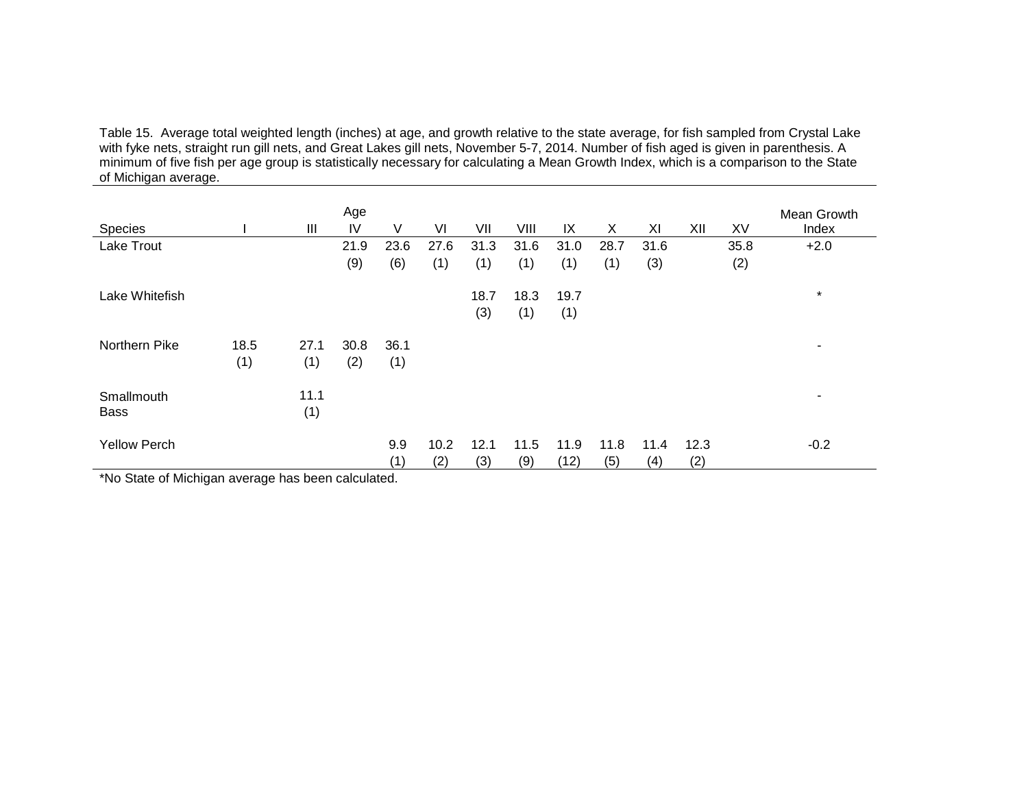Table 15. Average total weighted length (inches) at age, and growth relative to the state average, for fish sampled from Crystal Lake with fyke nets, straight run gill nets, and Great Lakes gill nets, November 5-7, 2014. Number of fish aged is given in parenthesis. A minimum of five fish per age group is statistically necessary for calculating a Mean Growth Index, which is a comparison to the State of Michigan average.

| Species | Age I | III | IV | V | VI | VII | VIII | IX | X | XI | XII | XV | Mean Growth Index |
|---|---|---|---|---|---|---|---|---|---|---|---|---|---|
| Lake Trout | | | 21.9 (9) | 23.6 (6) | 27.6 (1) | 31.3 (1) | 31.6 (1) | 31.0 (1) | 28.7 (1) | 31.6 (3) | | 35.8 (2) | +2.0 |
| Lake Whitefish | | | | | | 18.7 (3) | 18.3 (1) | 19.7 (1) | | | | | * |
| Northern Pike | 18.5 (1) | 27.1 (1) | 30.8 (2) | 36.1 (1) | | | | | | | | | - |
| Smallmouth Bass | | 11.1 (1) | | | | | | | | | | | - |
| Yellow Perch | | | | 9.9 (1) | 10.2 (2) | 12.1 (3) | 11.5 (9) | 11.9 (12) | 11.8 (5) | 11.4 (4) | 12.3 (2) | | -0.2 |

*No State of Michigan average has been calculated.